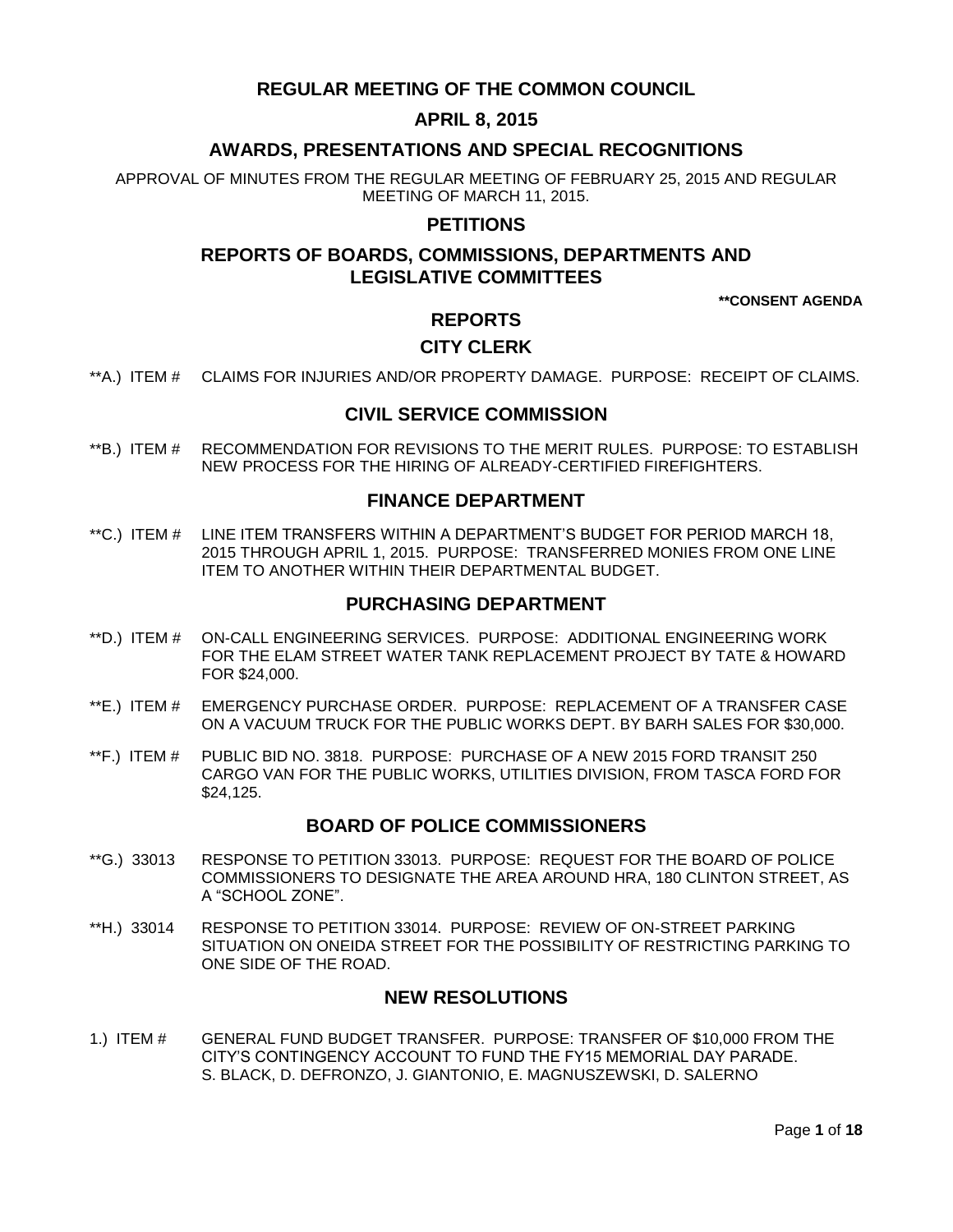# REGULAR MEETING OF THE COMMON COUNCIL

## APRIL 8, 2015

## AWARDS, PRESENTATIONS AND SPECIAL RECOGNITIONS

APPROVAL OF MINUTES FROM THE REGULAR MEETING OF FEBRUARY 25, 2015 AND REGULAR MEETING OF MARCH 11, 2015.

## PETITIONS

## REPORTS OF BOARDS, COMMISSIONS, DEPARTMENTS AND LEGISLATIVE COMMITTEES

**\*\*CONSENT AGENDA**

## REPORTS

### CITY CLERK

**A.) ITEM # CLAIMS FOR INJURIES AND/OR PROPERTY DAMAGE. PURPOSE: RECEIPT OF CLAIMS.

### CIVIL SERVICE COMMISSION

**B.) ITEM # RECOMMENDATION FOR REVISIONS TO THE MERIT RULES. PURPOSE: TO ESTABLISH NEW PROCESS FOR THE HIRING OF ALREADY-CERTIFIED FIREFIGHTERS.

### FINANCE DEPARTMENT

**C.) ITEM # LINE ITEM TRANSFERS WITHIN A DEPARTMENT'S BUDGET FOR PERIOD MARCH 18, 2015 THROUGH APRIL 1, 2015. PURPOSE: TRANSFERRED MONIES FROM ONE LINE ITEM TO ANOTHER WITHIN THEIR DEPARTMENTAL BUDGET.

### PURCHASING DEPARTMENT

**D.) ITEM # ON-CALL ENGINEERING SERVICES. PURPOSE: ADDITIONAL ENGINEERING WORK FOR THE ELAM STREET WATER TANK REPLACEMENT PROJECT BY TATE & HOWARD FOR $24,000.

**E.) ITEM # EMERGENCY PURCHASE ORDER. PURPOSE: REPLACEMENT OF A TRANSFER CASE ON A VACUUM TRUCK FOR THE PUBLIC WORKS DEPT. BY BARH SALES FOR $30,000.

**F.) ITEM # PUBLIC BID NO. 3818. PURPOSE: PURCHASE OF A NEW 2015 FORD TRANSIT 250 CARGO VAN FOR THE PUBLIC WORKS, UTILITIES DIVISION, FROM TASCA FORD FOR $24,125.

### BOARD OF POLICE COMMISSIONERS

**G.) 33013 RESPONSE TO PETITION 33013. PURPOSE: REQUEST FOR THE BOARD OF POLICE COMMISSIONERS TO DESIGNATE THE AREA AROUND HRA, 180 CLINTON STREET, AS A "SCHOOL ZONE".

**H.) 33014 RESPONSE TO PETITION 33014. PURPOSE: REVIEW OF ON-STREET PARKING SITUATION ON ONEIDA STREET FOR THE POSSIBILITY OF RESTRICTING PARKING TO ONE SIDE OF THE ROAD.

## NEW RESOLUTIONS

1.) ITEM # GENERAL FUND BUDGET TRANSFER. PURPOSE: TRANSFER OF $10,000 FROM THE CITY'S CONTINGENCY ACCOUNT TO FUND THE FY15 MEMORIAL DAY PARADE.
S. BLACK, D. DEFRONZO, J. GIANTONIO, E. MAGNUSZEWSKI, D. SALERNO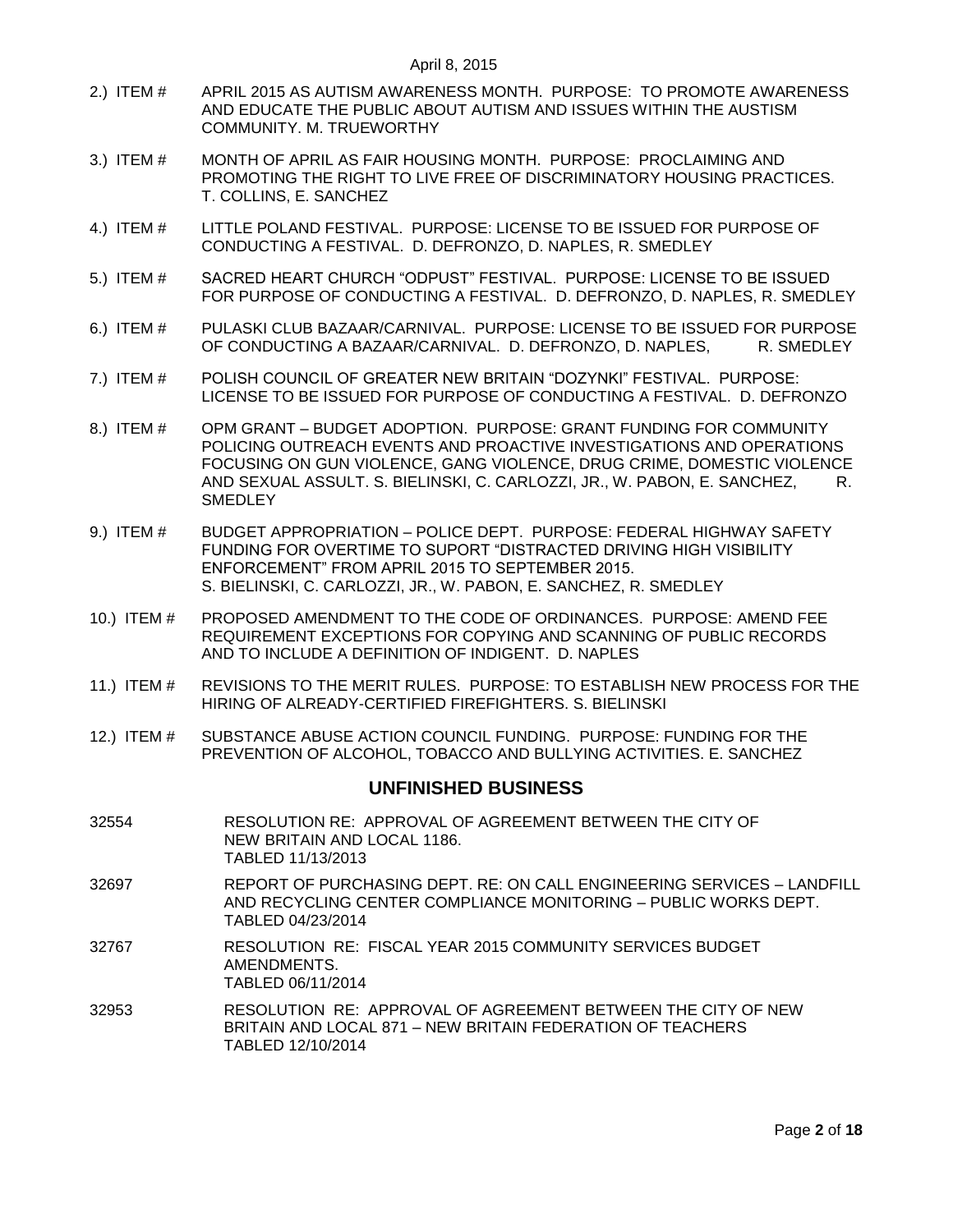April 8, 2015

2.) ITEM # APRIL 2015 AS AUTISM AWARENESS MONTH. PURPOSE: TO PROMOTE AWARENESS AND EDUCATE THE PUBLIC ABOUT AUTISM AND ISSUES WITHIN THE AUSTISM COMMUNITY. M. TRUEWORTHY

3.) ITEM # MONTH OF APRIL AS FAIR HOUSING MONTH. PURPOSE: PROCLAIMING AND PROMOTING THE RIGHT TO LIVE FREE OF DISCRIMINATORY HOUSING PRACTICES. T. COLLINS, E. SANCHEZ

4.) ITEM # LITTLE POLAND FESTIVAL. PURPOSE: LICENSE TO BE ISSUED FOR PURPOSE OF CONDUCTING A FESTIVAL. D. DEFRONZO, D. NAPLES, R. SMEDLEY

5.) ITEM # SACRED HEART CHURCH "ODPUST" FESTIVAL. PURPOSE: LICENSE TO BE ISSUED FOR PURPOSE OF CONDUCTING A FESTIVAL. D. DEFRONZO, D. NAPLES, R. SMEDLEY

6.) ITEM # PULASKI CLUB BAZAAR/CARNIVAL. PURPOSE: LICENSE TO BE ISSUED FOR PURPOSE OF CONDUCTING A BAZAAR/CARNIVAL. D. DEFRONZO, D. NAPLES, R. SMEDLEY

7.) ITEM # POLISH COUNCIL OF GREATER NEW BRITAIN "DOZYNKI" FESTIVAL. PURPOSE: LICENSE TO BE ISSUED FOR PURPOSE OF CONDUCTING A FESTIVAL. D. DEFRONZO

8.) ITEM # OPM GRANT – BUDGET ADOPTION. PURPOSE: GRANT FUNDING FOR COMMUNITY POLICING OUTREACH EVENTS AND PROACTIVE INVESTIGATIONS AND OPERATIONS FOCUSING ON GUN VIOLENCE, GANG VIOLENCE, DRUG CRIME, DOMESTIC VIOLENCE AND SEXUAL ASSULT. S. BIELINSKI, C. CARLOZZI, JR., W. PABON, E. SANCHEZ, R. SMEDLEY

9.) ITEM # BUDGET APPROPRIATION – POLICE DEPT. PURPOSE: FEDERAL HIGHWAY SAFETY FUNDING FOR OVERTIME TO SUPORT "DISTRACTED DRIVING HIGH VISIBILITY ENFORCEMENT" FROM APRIL 2015 TO SEPTEMBER 2015. S. BIELINSKI, C. CARLOZZI, JR., W. PABON, E. SANCHEZ, R. SMEDLEY

10.) ITEM # PROPOSED AMENDMENT TO THE CODE OF ORDINANCES. PURPOSE: AMEND FEE REQUIREMENT EXCEPTIONS FOR COPYING AND SCANNING OF PUBLIC RECORDS AND TO INCLUDE A DEFINITION OF INDIGENT. D. NAPLES

11.) ITEM # REVISIONS TO THE MERIT RULES. PURPOSE: TO ESTABLISH NEW PROCESS FOR THE HIRING OF ALREADY-CERTIFIED FIREFIGHTERS. S. BIELINSKI

12.) ITEM # SUBSTANCE ABUSE ACTION COUNCIL FUNDING. PURPOSE: FUNDING FOR THE PREVENTION OF ALCOHOL, TOBACCO AND BULLYING ACTIVITIES. E. SANCHEZ

## UNFINISHED BUSINESS

32554 RESOLUTION RE: APPROVAL OF AGREEMENT BETWEEN THE CITY OF NEW BRITAIN AND LOCAL 1186.
TABLED 11/13/2013

32697 REPORT OF PURCHASING DEPT. RE: ON CALL ENGINEERING SERVICES – LANDFILL AND RECYCLING CENTER COMPLIANCE MONITORING – PUBLIC WORKS DEPT.
TABLED 04/23/2014

32767 RESOLUTION RE: FISCAL YEAR 2015 COMMUNITY SERVICES BUDGET AMENDMENTS.
TABLED 06/11/2014

32953 RESOLUTION RE: APPROVAL OF AGREEMENT BETWEEN THE CITY OF NEW BRITAIN AND LOCAL 871 – NEW BRITAIN FEDERATION OF TEACHERS
TABLED 12/10/2014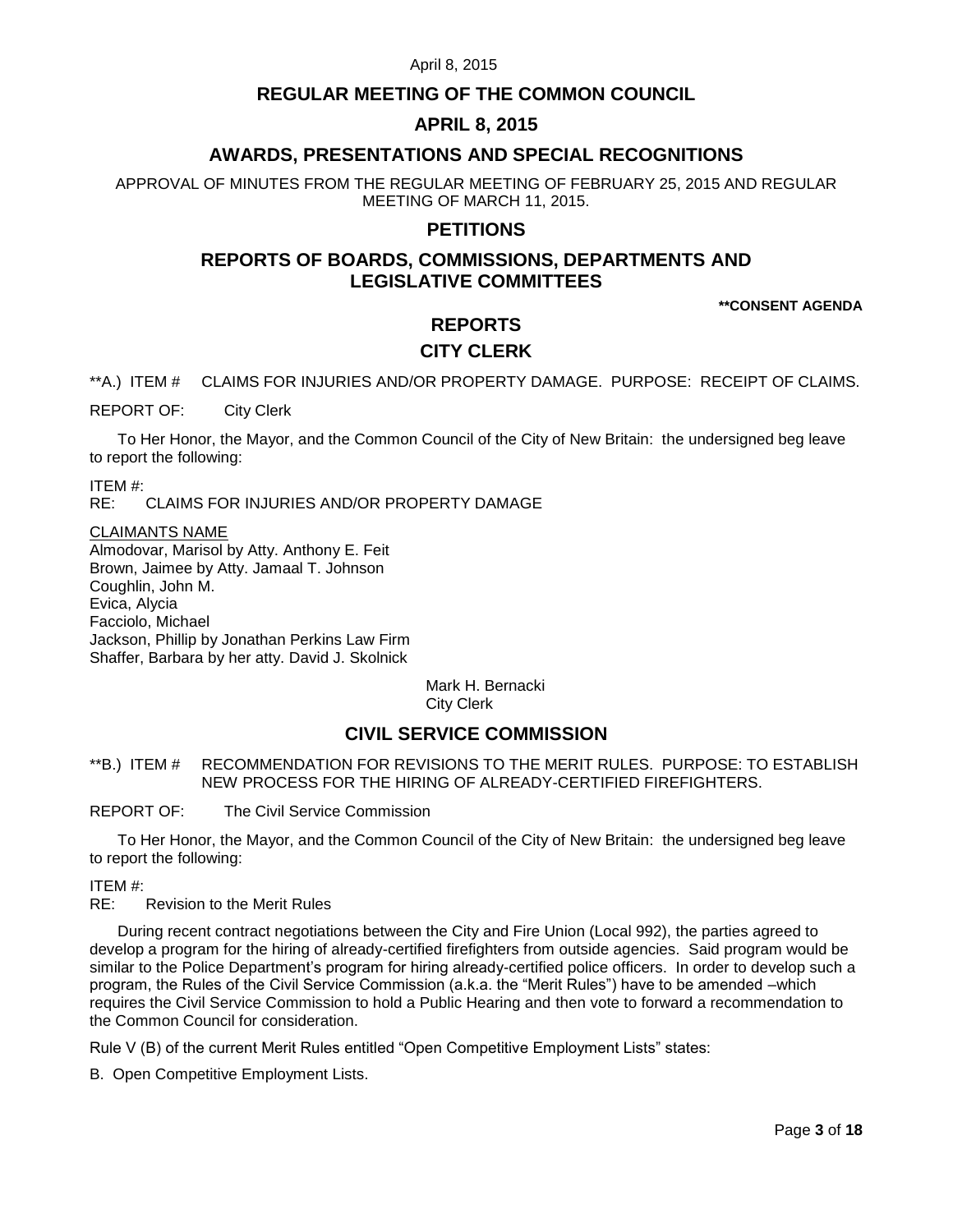## REGULAR MEETING OF THE COMMON COUNCIL

## APRIL 8, 2015

## AWARDS, PRESENTATIONS AND SPECIAL RECOGNITIONS

APPROVAL OF MINUTES FROM THE REGULAR MEETING OF FEBRUARY 25, 2015 AND REGULAR MEETING OF MARCH 11, 2015.

## PETITIONS

## REPORTS OF BOARDS, COMMISSIONS, DEPARTMENTS AND LEGISLATIVE COMMITTEES

**\*\*CONSENT AGENDA**

## REPORTS

## CITY CLERK

\*\*A.) ITEM # CLAIMS FOR INJURIES AND/OR PROPERTY DAMAGE. PURPOSE: RECEIPT OF CLAIMS.

REPORT OF: City Clerk

To Her Honor, the Mayor, and the Common Council of the City of New Britain: the undersigned beg leave to report the following:

ITEM #:
RE: CLAIMS FOR INJURIES AND/OR PROPERTY DAMAGE

CLAIMANTS NAME
Almodovar, Marisol by Atty. Anthony E. Feit
Brown, Jaimee by Atty. Jamaal T. Johnson
Coughlin, John M.
Evica, Alycia
Facciolo, Michael
Jackson, Phillip by Jonathan Perkins Law Firm
Shaffer, Barbara by her atty. David J. Skolnick

Mark H. Bernacki
City Clerk

## CIVIL SERVICE COMMISSION

\*\*B.) ITEM # RECOMMENDATION FOR REVISIONS TO THE MERIT RULES. PURPOSE: TO ESTABLISH NEW PROCESS FOR THE HIRING OF ALREADY-CERTIFIED FIREFIGHTERS.

REPORT OF: The Civil Service Commission

To Her Honor, the Mayor, and the Common Council of the City of New Britain: the undersigned beg leave to report the following:

ITEM #:
RE: Revision to the Merit Rules

During recent contract negotiations between the City and Fire Union (Local 992), the parties agreed to develop a program for the hiring of already-certified firefighters from outside agencies. Said program would be similar to the Police Department's program for hiring already-certified police officers. In order to develop such a program, the Rules of the Civil Service Commission (a.k.a. the "Merit Rules") have to be amended –which requires the Civil Service Commission to hold a Public Hearing and then vote to forward a recommendation to the Common Council for consideration.

Rule V (B) of the current Merit Rules entitled "Open Competitive Employment Lists" states:

B. Open Competitive Employment Lists.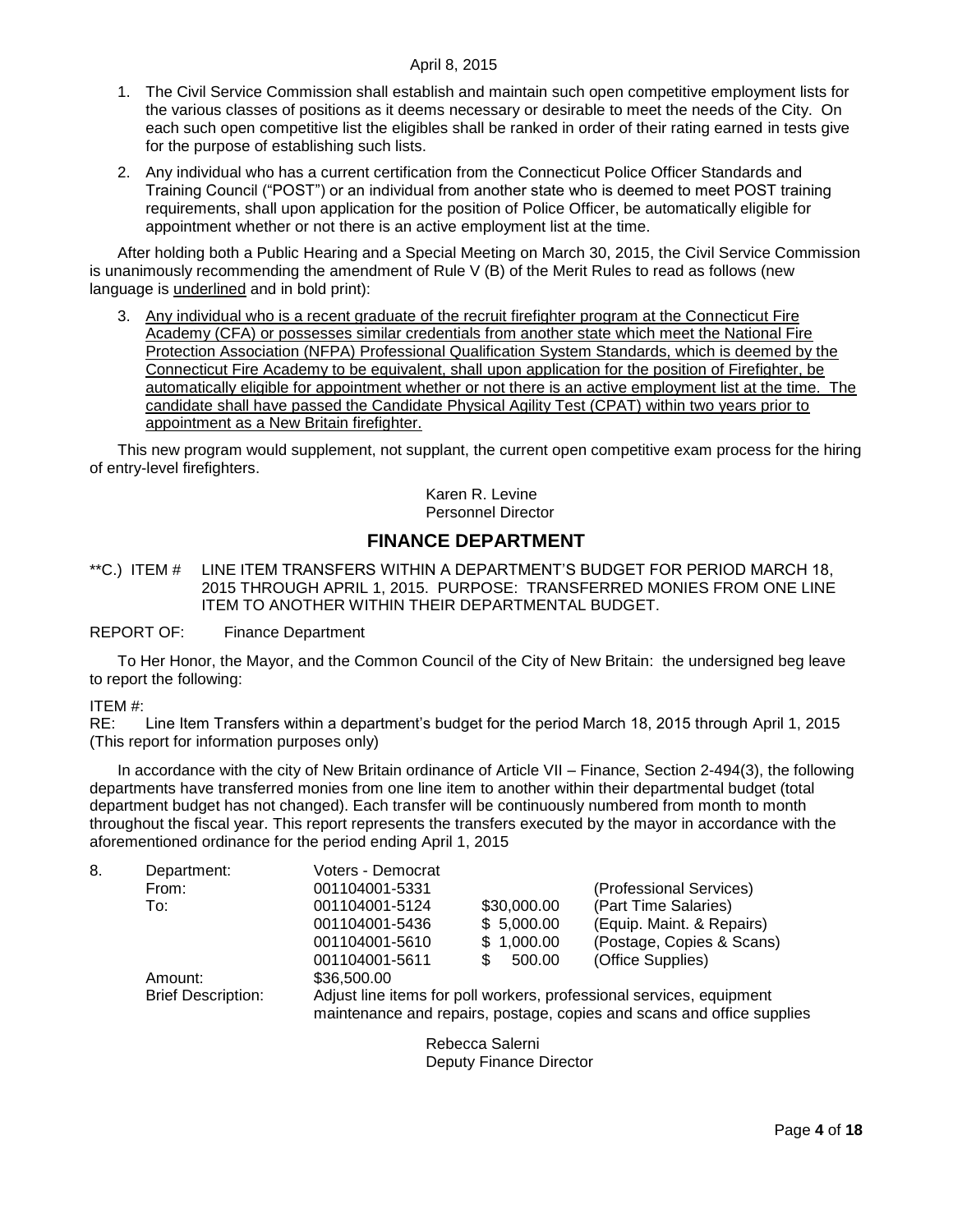1. The Civil Service Commission shall establish and maintain such open competitive employment lists for the various classes of positions as it deems necessary or desirable to meet the needs of the City. On each such open competitive list the eligibles shall be ranked in order of their rating earned in tests give for the purpose of establishing such lists.
2. Any individual who has a current certification from the Connecticut Police Officer Standards and Training Council ("POST") or an individual from another state who is deemed to meet POST training requirements, shall upon application for the position of Police Officer, be automatically eligible for appointment whether or not there is an active employment list at the time.

After holding both a Public Hearing and a Special Meeting on March 30, 2015, the Civil Service Commission is unanimously recommending the amendment of Rule V (B) of the Merit Rules to read as follows (new language is underlined and in bold print):

3. Any individual who is a recent graduate of the recruit firefighter program at the Connecticut Fire Academy (CFA) or possesses similar credentials from another state which meet the National Fire Protection Association (NFPA) Professional Qualification System Standards, which is deemed by the Connecticut Fire Academy to be equivalent, shall upon application for the position of Firefighter, be automatically eligible for appointment whether or not there is an active employment list at the time. The candidate shall have passed the Candidate Physical Agility Test (CPAT) within two years prior to appointment as a New Britain firefighter.

This new program would supplement, not supplant, the current open competitive exam process for the hiring of entry-level firefighters.

Karen R. Levine
Personnel Director

## FINANCE DEPARTMENT

**C.) ITEM # LINE ITEM TRANSFERS WITHIN A DEPARTMENT'S BUDGET FOR PERIOD MARCH 18, 2015 THROUGH APRIL 1, 2015. PURPOSE: TRANSFERRED MONIES FROM ONE LINE ITEM TO ANOTHER WITHIN THEIR DEPARTMENTAL BUDGET.

REPORT OF: Finance Department

To Her Honor, the Mayor, and the Common Council of the City of New Britain: the undersigned beg leave to report the following:

ITEM #:
RE: Line Item Transfers within a department's budget for the period March 18, 2015 through April 1, 2015 (This report for information purposes only)

In accordance with the city of New Britain ordinance of Article VII – Finance, Section 2-494(3), the following departments have transferred monies from one line item to another within their departmental budget (total department budget has not changed). Each transfer will be continuously numbered from month to month throughout the fiscal year. This report represents the transfers executed by the mayor in accordance with the aforementioned ordinance for the period ending April 1, 2015

| 8. | | | | |
|---|---|---|---|---|
| | Department: | Voters - Democrat | | |
| | From: | 001104001-5331 | | (Professional Services) |
| | To: | 001104001-5124 | $30,000.00 | (Part Time Salaries) |
| | | 001104001-5436 | $ 5,000.00 | (Equip. Maint. & Repairs) |
| | | 001104001-5610 | $ 1,000.00 | (Postage, Copies & Scans) |
| | | 001104001-5611 | $ 500.00 | (Office Supplies) |
| | Amount: | $36,500.00 | | |
| | Brief Description: | Adjust line items for poll workers, professional services, equipment maintenance and repairs, postage, copies and scans and office supplies | | |

Rebecca Salerni
Deputy Finance Director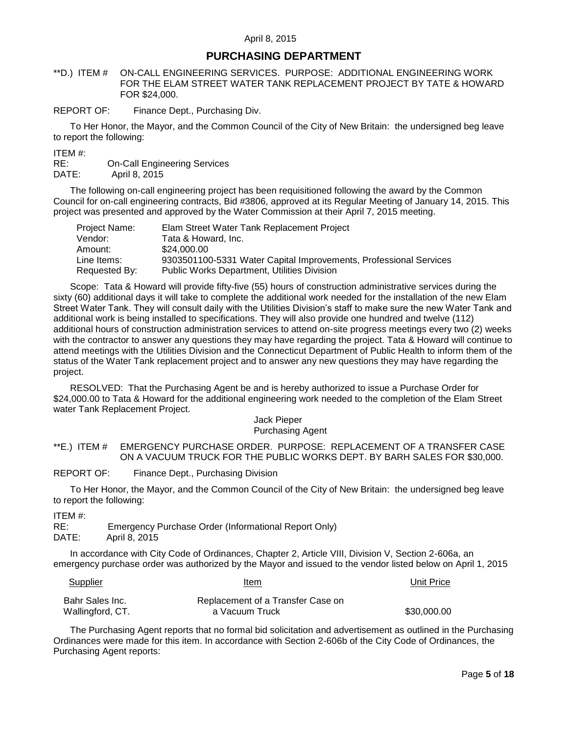## PURCHASING DEPARTMENT

**D.) ITEM # ON-CALL ENGINEERING SERVICES. PURPOSE: ADDITIONAL ENGINEERING WORK FOR THE ELAM STREET WATER TANK REPLACEMENT PROJECT BY TATE & HOWARD FOR $24,000.

REPORT OF: Finance Dept., Purchasing Div.

To Her Honor, the Mayor, and the Common Council of the City of New Britain: the undersigned beg leave to report the following:

ITEM #:
RE: On-Call Engineering Services
DATE: April 8, 2015

The following on-call engineering project has been requisitioned following the award by the Common Council for on-call engineering contracts, Bid #3806, approved at its Regular Meeting of January 14, 2015. This project was presented and approved by the Water Commission at their April 7, 2015 meeting.

| | |
|---|---|
| Project Name: | Elam Street Water Tank Replacement Project |
| Vendor: | Tata & Howard, Inc. |
| Amount: | $24,000.00 |
| Line Items: | 9303501100-5331 Water Capital Improvements, Professional Services |
| Requested By: | Public Works Department, Utilities Division |

Scope: Tata & Howard will provide fifty-five (55) hours of construction administrative services during the sixty (60) additional days it will take to complete the additional work needed for the installation of the new Elam Street Water Tank. They will consult daily with the Utilities Division's staff to make sure the new Water Tank and additional work is being installed to specifications. They will also provide one hundred and twelve (112) additional hours of construction administration services to attend on-site progress meetings every two (2) weeks with the contractor to answer any questions they may have regarding the project. Tata & Howard will continue to attend meetings with the Utilities Division and the Connecticut Department of Public Health to inform them of the status of the Water Tank replacement project and to answer any new questions they may have regarding the project.

RESOLVED: That the Purchasing Agent be and is hereby authorized to issue a Purchase Order for $24,000.00 to Tata & Howard for the additional engineering work needed to the completion of the Elam Street water Tank Replacement Project.

Jack Pieper
Purchasing Agent

**E.) ITEM # EMERGENCY PURCHASE ORDER. PURPOSE: REPLACEMENT OF A TRANSFER CASE ON A VACUUM TRUCK FOR THE PUBLIC WORKS DEPT. BY BARH SALES FOR $30,000.

REPORT OF: Finance Dept., Purchasing Division

To Her Honor, the Mayor, and the Common Council of the City of New Britain: the undersigned beg leave to report the following:

ITEM #:
RE: Emergency Purchase Order (Informational Report Only)
DATE: April 8, 2015

In accordance with City Code of Ordinances, Chapter 2, Article VIII, Division V, Section 2-606a, an emergency purchase order was authorized by the Mayor and issued to the vendor listed below on April 1, 2015

| Supplier | Item | Unit Price |
|---|---|---|
| Bahr Sales Inc. Wallingford, CT. | Replacement of a Transfer Case on a Vacuum Truck | $30,000.00 |

The Purchasing Agent reports that no formal bid solicitation and advertisement as outlined in the Purchasing Ordinances were made for this item. In accordance with Section 2-606b of the City Code of Ordinances, the Purchasing Agent reports: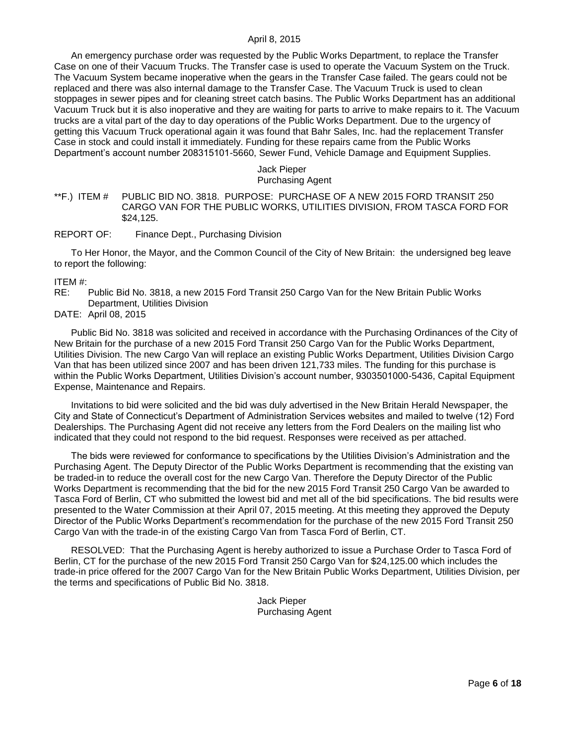An emergency purchase order was requested by the Public Works Department, to replace the Transfer Case on one of their Vacuum Trucks. The Transfer case is used to operate the Vacuum System on the Truck. The Vacuum System became inoperative when the gears in the Transfer Case failed. The gears could not be replaced and there was also internal damage to the Transfer Case. The Vacuum Truck is used to clean stoppages in sewer pipes and for cleaning street catch basins. The Public Works Department has an additional Vacuum Truck but it is also inoperative and they are waiting for parts to arrive to make repairs to it. The Vacuum trucks are a vital part of the day to day operations of the Public Works Department. Due to the urgency of getting this Vacuum Truck operational again it was found that Bahr Sales, Inc. had the replacement Transfer Case in stock and could install it immediately. Funding for these repairs came from the Public Works Department's account number 208315101-5660, Sewer Fund, Vehicle Damage and Equipment Supplies.

Jack Pieper
Purchasing Agent

**F.) ITEM # PUBLIC BID NO. 3818. PURPOSE: PURCHASE OF A NEW 2015 FORD TRANSIT 250 CARGO VAN FOR THE PUBLIC WORKS, UTILITIES DIVISION, FROM TASCA FORD FOR $24,125.

REPORT OF: Finance Dept., Purchasing Division

To Her Honor, the Mayor, and the Common Council of the City of New Britain: the undersigned beg leave to report the following:

ITEM #:
RE: Public Bid No. 3818, a new 2015 Ford Transit 250 Cargo Van for the New Britain Public Works Department, Utilities Division
DATE: April 08, 2015

Public Bid No. 3818 was solicited and received in accordance with the Purchasing Ordinances of the City of New Britain for the purchase of a new 2015 Ford Transit 250 Cargo Van for the Public Works Department, Utilities Division. The new Cargo Van will replace an existing Public Works Department, Utilities Division Cargo Van that has been utilized since 2007 and has been driven 121,733 miles. The funding for this purchase is within the Public Works Department, Utilities Division's account number, 9303501000-5436, Capital Equipment Expense, Maintenance and Repairs.

Invitations to bid were solicited and the bid was duly advertised in the New Britain Herald Newspaper, the City and State of Connecticut's Department of Administration Services websites and mailed to twelve (12) Ford Dealerships. The Purchasing Agent did not receive any letters from the Ford Dealers on the mailing list who indicated that they could not respond to the bid request. Responses were received as per attached.

The bids were reviewed for conformance to specifications by the Utilities Division's Administration and the Purchasing Agent. The Deputy Director of the Public Works Department is recommending that the existing van be traded-in to reduce the overall cost for the new Cargo Van. Therefore the Deputy Director of the Public Works Department is recommending that the bid for the new 2015 Ford Transit 250 Cargo Van be awarded to Tasca Ford of Berlin, CT who submitted the lowest bid and met all of the bid specifications. The bid results were presented to the Water Commission at their April 07, 2015 meeting. At this meeting they approved the Deputy Director of the Public Works Department's recommendation for the purchase of the new 2015 Ford Transit 250 Cargo Van with the trade-in of the existing Cargo Van from Tasca Ford of Berlin, CT.

RESOLVED: That the Purchasing Agent is hereby authorized to issue a Purchase Order to Tasca Ford of Berlin, CT for the purchase of the new 2015 Ford Transit 250 Cargo Van for $24,125.00 which includes the trade-in price offered for the 2007 Cargo Van for the New Britain Public Works Department, Utilities Division, per the terms and specifications of Public Bid No. 3818.

Jack Pieper
Purchasing Agent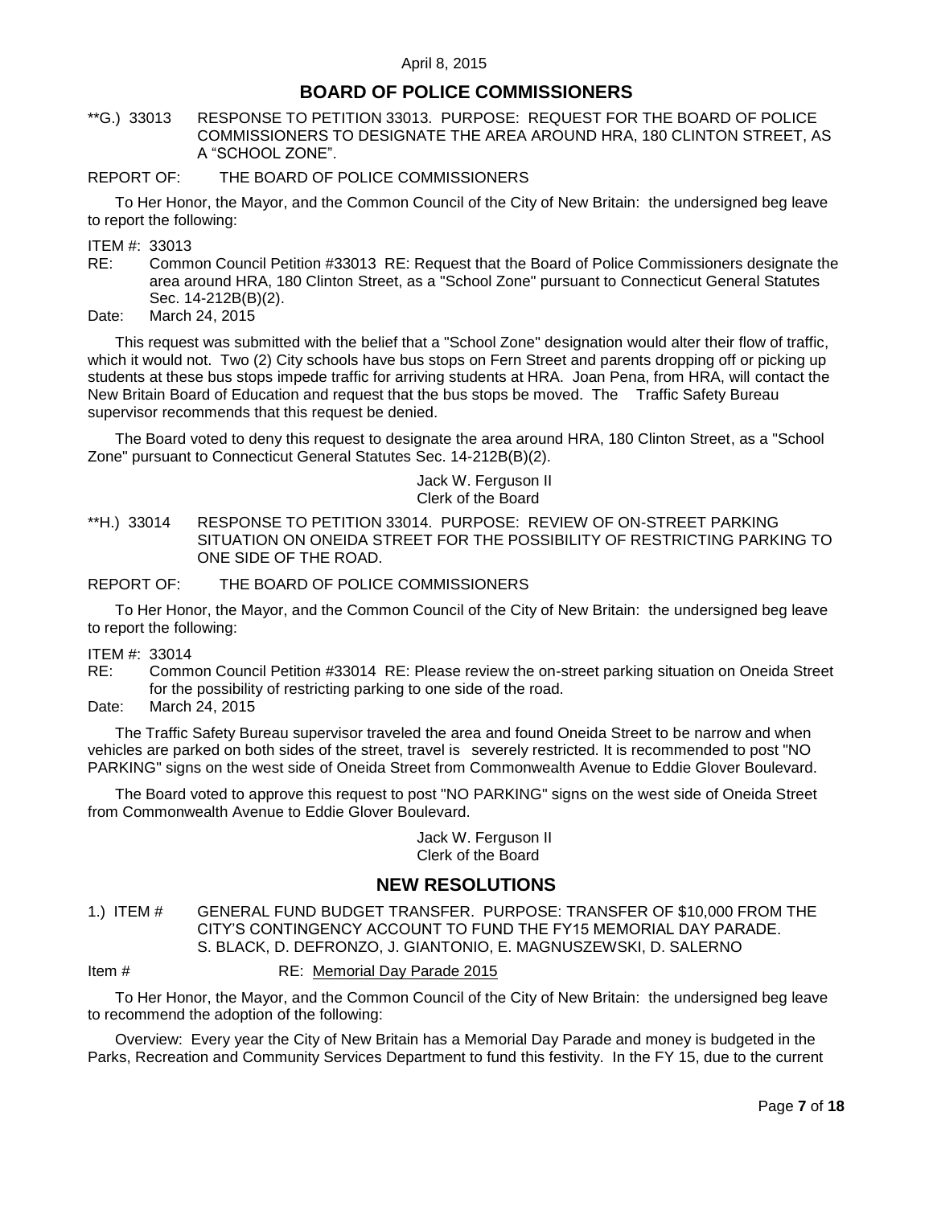## BOARD OF POLICE COMMISSIONERS

**G.) 33013 RESPONSE TO PETITION 33013. PURPOSE: REQUEST FOR THE BOARD OF POLICE COMMISSIONERS TO DESIGNATE THE AREA AROUND HRA, 180 CLINTON STREET, AS A "SCHOOL ZONE".

REPORT OF: THE BOARD OF POLICE COMMISSIONERS

To Her Honor, the Mayor, and the Common Council of the City of New Britain: the undersigned beg leave to report the following:

ITEM #: 33013
RE: Common Council Petition #33013 RE: Request that the Board of Police Commissioners designate the area around HRA, 180 Clinton Street, as a "School Zone" pursuant to Connecticut General Statutes Sec. 14-212B(B)(2).
Date: March 24, 2015

This request was submitted with the belief that a "School Zone" designation would alter their flow of traffic, which it would not. Two (2) City schools have bus stops on Fern Street and parents dropping off or picking up students at these bus stops impede traffic for arriving students at HRA. Joan Pena, from HRA, will contact the New Britain Board of Education and request that the bus stops be moved. The Traffic Safety Bureau supervisor recommends that this request be denied.

The Board voted to deny this request to designate the area around HRA, 180 Clinton Street, as a "School Zone" pursuant to Connecticut General Statutes Sec. 14-212B(B)(2).

Jack W. Ferguson II
Clerk of the Board

**H.) 33014 RESPONSE TO PETITION 33014. PURPOSE: REVIEW OF ON-STREET PARKING SITUATION ON ONEIDA STREET FOR THE POSSIBILITY OF RESTRICTING PARKING TO ONE SIDE OF THE ROAD.

REPORT OF: THE BOARD OF POLICE COMMISSIONERS

To Her Honor, the Mayor, and the Common Council of the City of New Britain: the undersigned beg leave to report the following:

ITEM #: 33014
RE: Common Council Petition #33014 RE: Please review the on-street parking situation on Oneida Street for the possibility of restricting parking to one side of the road.
Date: March 24, 2015

The Traffic Safety Bureau supervisor traveled the area and found Oneida Street to be narrow and when vehicles are parked on both sides of the street, travel is severely restricted. It is recommended to post "NO PARKING" signs on the west side of Oneida Street from Commonwealth Avenue to Eddie Glover Boulevard.

The Board voted to approve this request to post "NO PARKING" signs on the west side of Oneida Street from Commonwealth Avenue to Eddie Glover Boulevard.

Jack W. Ferguson II
Clerk of the Board

## NEW RESOLUTIONS

1.) ITEM # GENERAL FUND BUDGET TRANSFER. PURPOSE: TRANSFER OF $10,000 FROM THE CITY'S CONTINGENCY ACCOUNT TO FUND THE FY15 MEMORIAL DAY PARADE.
S. BLACK, D. DEFRONZO, J. GIANTONIO, E. MAGNUSZEWSKI, D. SALERNO

Item # RE: Memorial Day Parade 2015

To Her Honor, the Mayor, and the Common Council of the City of New Britain: the undersigned beg leave to recommend the adoption of the following:

Overview: Every year the City of New Britain has a Memorial Day Parade and money is budgeted in the Parks, Recreation and Community Services Department to fund this festivity. In the FY 15, due to the current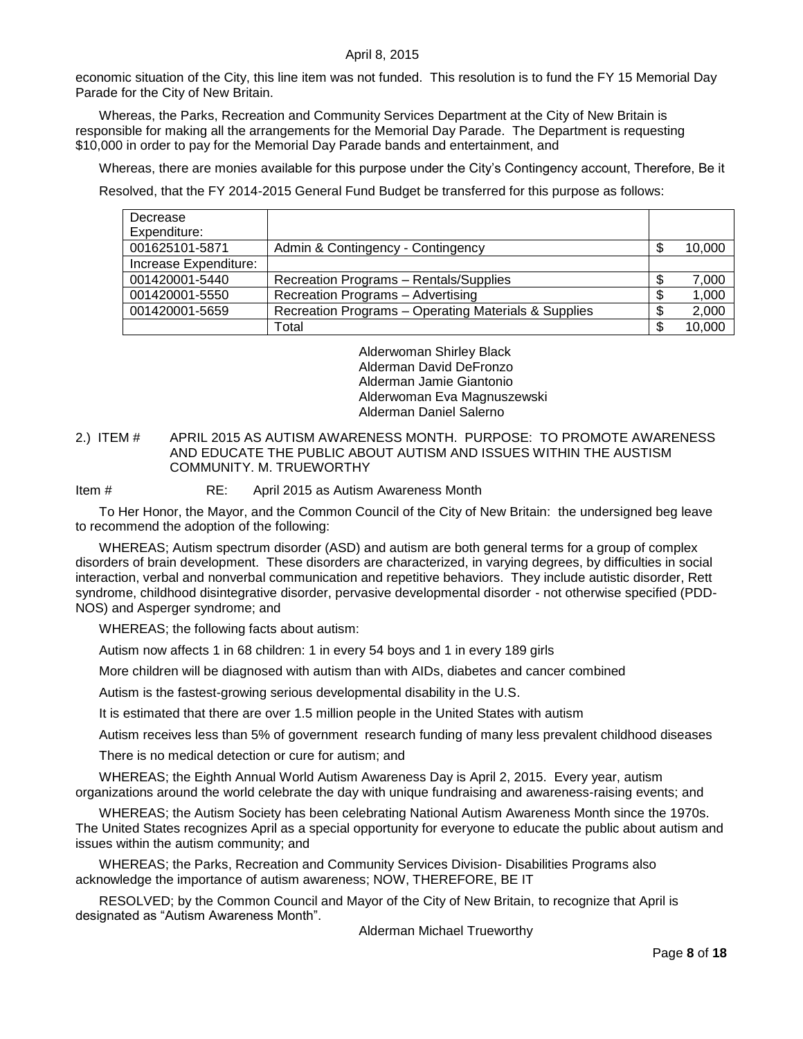economic situation of the City, this line item was not funded. This resolution is to fund the FY 15 Memorial Day Parade for the City of New Britain.

Whereas, the Parks, Recreation and Community Services Department at the City of New Britain is responsible for making all the arrangements for the Memorial Day Parade. The Department is requesting $10,000 in order to pay for the Memorial Day Parade bands and entertainment, and

Whereas, there are monies available for this purpose under the City's Contingency account, Therefore, Be it

Resolved, that the FY 2014-2015 General Fund Budget be transferred for this purpose as follows:

| Decrease Expenditure: | | |
|---|---|---|
| 001625101-5871 | Admin & Contingency - Contingency | $ 10,000 |
| Increase Expenditure: | | |
| 001420001-5440 | Recreation Programs – Rentals/Supplies | $ 7,000 |
| 001420001-5550 | Recreation Programs – Advertising | $ 1,000 |
| 001420001-5659 | Recreation Programs – Operating Materials & Supplies | $ 2,000 |
| | Total | $ 10,000 |

Alderwoman Shirley Black
Alderman David DeFronzo
Alderman Jamie Giantonio
Alderwoman Eva Magnuszewski
Alderman Daniel Salerno

2.) ITEM # APRIL 2015 AS AUTISM AWARENESS MONTH. PURPOSE: TO PROMOTE AWARENESS AND EDUCATE THE PUBLIC ABOUT AUTISM AND ISSUES WITHIN THE AUSTISM COMMUNITY. M. TRUEWORTHY

Item # RE: April 2015 as Autism Awareness Month

To Her Honor, the Mayor, and the Common Council of the City of New Britain: the undersigned beg leave to recommend the adoption of the following:

WHEREAS; Autism spectrum disorder (ASD) and autism are both general terms for a group of complex disorders of brain development. These disorders are characterized, in varying degrees, by difficulties in social interaction, verbal and nonverbal communication and repetitive behaviors. They include autistic disorder, Rett syndrome, childhood disintegrative disorder, pervasive developmental disorder - not otherwise specified (PDD-NOS) and Asperger syndrome; and

WHEREAS; the following facts about autism:

Autism now affects 1 in 68 children: 1 in every 54 boys and 1 in every 189 girls

More children will be diagnosed with autism than with AIDs, diabetes and cancer combined

Autism is the fastest-growing serious developmental disability in the U.S.

It is estimated that there are over 1.5 million people in the United States with autism

Autism receives less than 5% of government research funding of many less prevalent childhood diseases

There is no medical detection or cure for autism; and

WHEREAS; the Eighth Annual World Autism Awareness Day is April 2, 2015. Every year, autism organizations around the world celebrate the day with unique fundraising and awareness-raising events; and

WHEREAS; the Autism Society has been celebrating National Autism Awareness Month since the 1970s. The United States recognizes April as a special opportunity for everyone to educate the public about autism and issues within the autism community; and

WHEREAS; the Parks, Recreation and Community Services Division- Disabilities Programs also acknowledge the importance of autism awareness; NOW, THEREFORE, BE IT

RESOLVED; by the Common Council and Mayor of the City of New Britain, to recognize that April is designated as "Autism Awareness Month".

Alderman Michael Trueworthy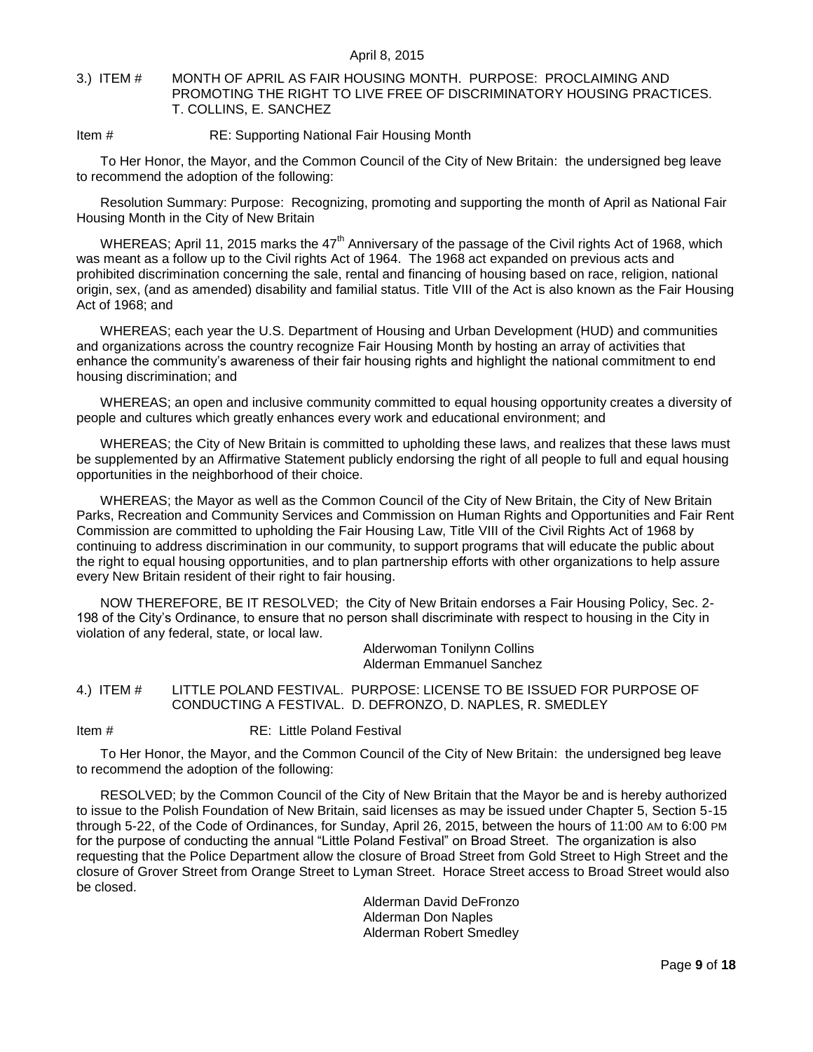3.) ITEM # MONTH OF APRIL AS FAIR HOUSING MONTH. PURPOSE: PROCLAIMING AND PROMOTING THE RIGHT TO LIVE FREE OF DISCRIMINATORY HOUSING PRACTICES. T. COLLINS, E. SANCHEZ

Item # RE: Supporting National Fair Housing Month

To Her Honor, the Mayor, and the Common Council of the City of New Britain: the undersigned beg leave to recommend the adoption of the following:

Resolution Summary: Purpose: Recognizing, promoting and supporting the month of April as National Fair Housing Month in the City of New Britain

WHEREAS; April 11, 2015 marks the 47th Anniversary of the passage of the Civil rights Act of 1968, which was meant as a follow up to the Civil rights Act of 1964. The 1968 act expanded on previous acts and prohibited discrimination concerning the sale, rental and financing of housing based on race, religion, national origin, sex, (and as amended) disability and familial status. Title VIII of the Act is also known as the Fair Housing Act of 1968; and

WHEREAS; each year the U.S. Department of Housing and Urban Development (HUD) and communities and organizations across the country recognize Fair Housing Month by hosting an array of activities that enhance the community's awareness of their fair housing rights and highlight the national commitment to end housing discrimination; and

WHEREAS; an open and inclusive community committed to equal housing opportunity creates a diversity of people and cultures which greatly enhances every work and educational environment; and

WHEREAS; the City of New Britain is committed to upholding these laws, and realizes that these laws must be supplemented by an Affirmative Statement publicly endorsing the right of all people to full and equal housing opportunities in the neighborhood of their choice.

WHEREAS; the Mayor as well as the Common Council of the City of New Britain, the City of New Britain Parks, Recreation and Community Services and Commission on Human Rights and Opportunities and Fair Rent Commission are committed to upholding the Fair Housing Law, Title VIII of the Civil Rights Act of 1968 by continuing to address discrimination in our community, to support programs that will educate the public about the right to equal housing opportunities, and to plan partnership efforts with other organizations to help assure every New Britain resident of their right to fair housing.

NOW THEREFORE, BE IT RESOLVED; the City of New Britain endorses a Fair Housing Policy, Sec. 2-198 of the City's Ordinance, to ensure that no person shall discriminate with respect to housing in the City in violation of any federal, state, or local law.

Alderwoman Tonilynn Collins
Alderman Emmanuel Sanchez

4.) ITEM # LITTLE POLAND FESTIVAL. PURPOSE: LICENSE TO BE ISSUED FOR PURPOSE OF CONDUCTING A FESTIVAL. D. DEFRONZO, D. NAPLES, R. SMEDLEY

Item # RE: Little Poland Festival

To Her Honor, the Mayor, and the Common Council of the City of New Britain: the undersigned beg leave to recommend the adoption of the following:

RESOLVED; by the Common Council of the City of New Britain that the Mayor be and is hereby authorized to issue to the Polish Foundation of New Britain, said licenses as may be issued under Chapter 5, Section 5-15 through 5-22, of the Code of Ordinances, for Sunday, April 26, 2015, between the hours of 11:00 AM to 6:00 PM for the purpose of conducting the annual "Little Poland Festival" on Broad Street. The organization is also requesting that the Police Department allow the closure of Broad Street from Gold Street to High Street and the closure of Grover Street from Orange Street to Lyman Street. Horace Street access to Broad Street would also be closed.

Alderman David DeFronzo
Alderman Don Naples
Alderman Robert Smedley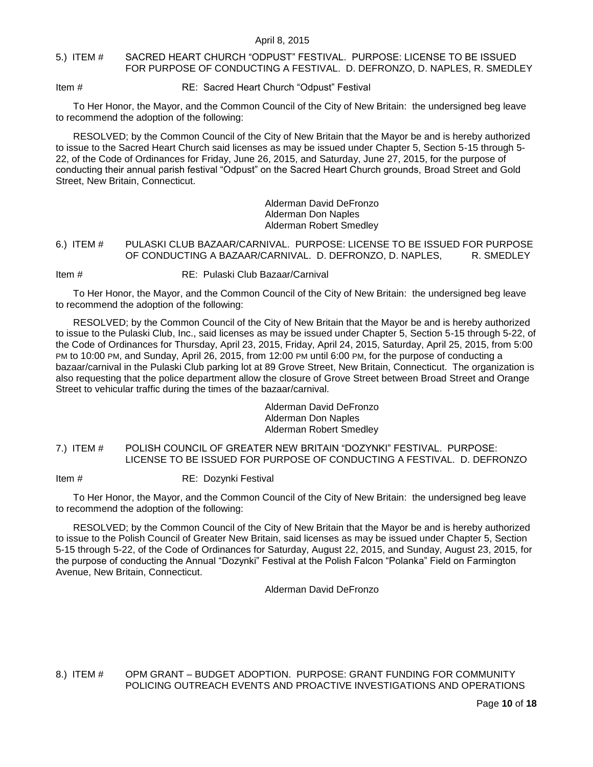5.) ITEM # SACRED HEART CHURCH "ODPUST" FESTIVAL. PURPOSE: LICENSE TO BE ISSUED FOR PURPOSE OF CONDUCTING A FESTIVAL. D. DEFRONZO, D. NAPLES, R. SMEDLEY

Item # RE: Sacred Heart Church "Odpust" Festival

To Her Honor, the Mayor, and the Common Council of the City of New Britain: the undersigned beg leave to recommend the adoption of the following:

RESOLVED; by the Common Council of the City of New Britain that the Mayor be and is hereby authorized to issue to the Sacred Heart Church said licenses as may be issued under Chapter 5, Section 5-15 through 5-22, of the Code of Ordinances for Friday, June 26, 2015, and Saturday, June 27, 2015, for the purpose of conducting their annual parish festival "Odpust" on the Sacred Heart Church grounds, Broad Street and Gold Street, New Britain, Connecticut.

Alderman David DeFronzo
Alderman Don Naples
Alderman Robert Smedley

6.) ITEM # PULASKI CLUB BAZAAR/CARNIVAL. PURPOSE: LICENSE TO BE ISSUED FOR PURPOSE OF CONDUCTING A BAZAAR/CARNIVAL. D. DEFRONZO, D. NAPLES, R. SMEDLEY

Item # RE: Pulaski Club Bazaar/Carnival

To Her Honor, the Mayor, and the Common Council of the City of New Britain: the undersigned beg leave to recommend the adoption of the following:

RESOLVED; by the Common Council of the City of New Britain that the Mayor be and is hereby authorized to issue to the Pulaski Club, Inc., said licenses as may be issued under Chapter 5, Section 5-15 through 5-22, of the Code of Ordinances for Thursday, April 23, 2015, Friday, April 24, 2015, Saturday, April 25, 2015, from 5:00 PM to 10:00 PM, and Sunday, April 26, 2015, from 12:00 PM until 6:00 PM, for the purpose of conducting a bazaar/carnival in the Pulaski Club parking lot at 89 Grove Street, New Britain, Connecticut. The organization is also requesting that the police department allow the closure of Grove Street between Broad Street and Orange Street to vehicular traffic during the times of the bazaar/carnival.

Alderman David DeFronzo
Alderman Don Naples
Alderman Robert Smedley

7.) ITEM # POLISH COUNCIL OF GREATER NEW BRITAIN "DOZYNKI" FESTIVAL. PURPOSE: LICENSE TO BE ISSUED FOR PURPOSE OF CONDUCTING A FESTIVAL. D. DEFRONZO

Item # RE: Dozynki Festival

To Her Honor, the Mayor, and the Common Council of the City of New Britain: the undersigned beg leave to recommend the adoption of the following:

RESOLVED; by the Common Council of the City of New Britain that the Mayor be and is hereby authorized to issue to the Polish Council of Greater New Britain, said licenses as may be issued under Chapter 5, Section 5-15 through 5-22, of the Code of Ordinances for Saturday, August 22, 2015, and Sunday, August 23, 2015, for the purpose of conducting the Annual "Dozynki" Festival at the Polish Falcon "Polanka" Field on Farmington Avenue, New Britain, Connecticut.

Alderman David DeFronzo

8.) ITEM # OPM GRANT – BUDGET ADOPTION. PURPOSE: GRANT FUNDING FOR COMMUNITY POLICING OUTREACH EVENTS AND PROACTIVE INVESTIGATIONS AND OPERATIONS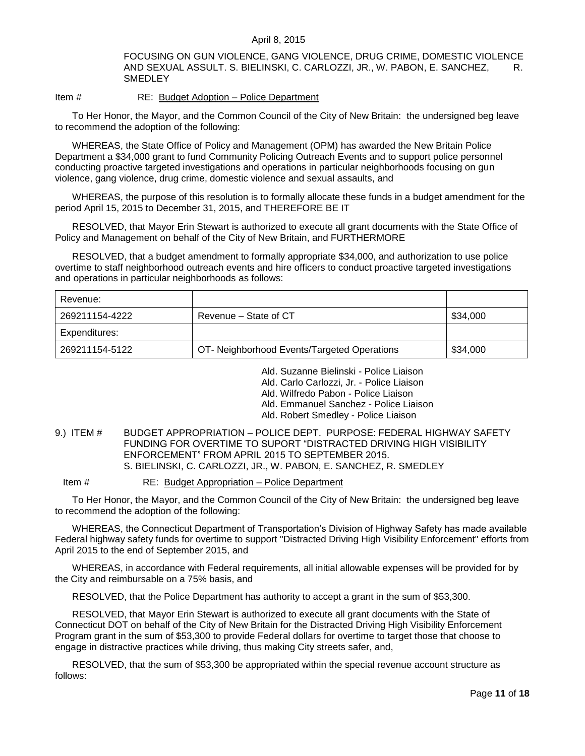FOCUSING ON GUN VIOLENCE, GANG VIOLENCE, DRUG CRIME, DOMESTIC VIOLENCE AND SEXUAL ASSULT. S. BIELINSKI, C. CARLOZZI, JR., W. PABON, E. SANCHEZ, R. SMEDLEY

Item # RE: Budget Adoption – Police Department

To Her Honor, the Mayor, and the Common Council of the City of New Britain: the undersigned beg leave to recommend the adoption of the following:

WHEREAS, the State Office of Policy and Management (OPM) has awarded the New Britain Police Department a $34,000 grant to fund Community Policing Outreach Events and to support police personnel conducting proactive targeted investigations and operations in particular neighborhoods focusing on gun violence, gang violence, drug crime, domestic violence and sexual assaults, and

WHEREAS, the purpose of this resolution is to formally allocate these funds in a budget amendment for the period April 15, 2015 to December 31, 2015, and THEREFORE BE IT

RESOLVED, that Mayor Erin Stewart is authorized to execute all grant documents with the State Office of Policy and Management on behalf of the City of New Britain, and FURTHERMORE

RESOLVED, that a budget amendment to formally appropriate $34,000, and authorization to use police overtime to staff neighborhood outreach events and hire officers to conduct proactive targeted investigations and operations in particular neighborhoods as follows:

| Revenue: | | |
|---|---|---|
| 269211154-4222 | Revenue – State of CT | $34,000 |
| Expenditures: | | |
| 269211154-5122 | OT- Neighborhood Events/Targeted Operations | $34,000 |

Ald. Suzanne Bielinski - Police Liaison
Ald. Carlo Carlozzi, Jr. - Police Liaison
Ald. Wilfredo Pabon - Police Liaison
Ald. Emmanuel Sanchez - Police Liaison
Ald. Robert Smedley - Police Liaison

9.) ITEM # BUDGET APPROPRIATION – POLICE DEPT. PURPOSE: FEDERAL HIGHWAY SAFETY FUNDING FOR OVERTIME TO SUPORT "DISTRACTED DRIVING HIGH VISIBILITY ENFORCEMENT" FROM APRIL 2015 TO SEPTEMBER 2015. S. BIELINSKI, C. CARLOZZI, JR., W. PABON, E. SANCHEZ, R. SMEDLEY

Item # RE: Budget Appropriation – Police Department

To Her Honor, the Mayor, and the Common Council of the City of New Britain: the undersigned beg leave to recommend the adoption of the following:

WHEREAS, the Connecticut Department of Transportation's Division of Highway Safety has made available Federal highway safety funds for overtime to support "Distracted Driving High Visibility Enforcement" efforts from April 2015 to the end of September 2015, and

WHEREAS, in accordance with Federal requirements, all initial allowable expenses will be provided for by the City and reimbursable on a 75% basis, and

RESOLVED, that the Police Department has authority to accept a grant in the sum of $53,300.

RESOLVED, that Mayor Erin Stewart is authorized to execute all grant documents with the State of Connecticut DOT on behalf of the City of New Britain for the Distracted Driving High Visibility Enforcement Program grant in the sum of $53,300 to provide Federal dollars for overtime to target those that choose to engage in distractive practices while driving, thus making City streets safer, and,

RESOLVED, that the sum of $53,300 be appropriated within the special revenue account structure as follows: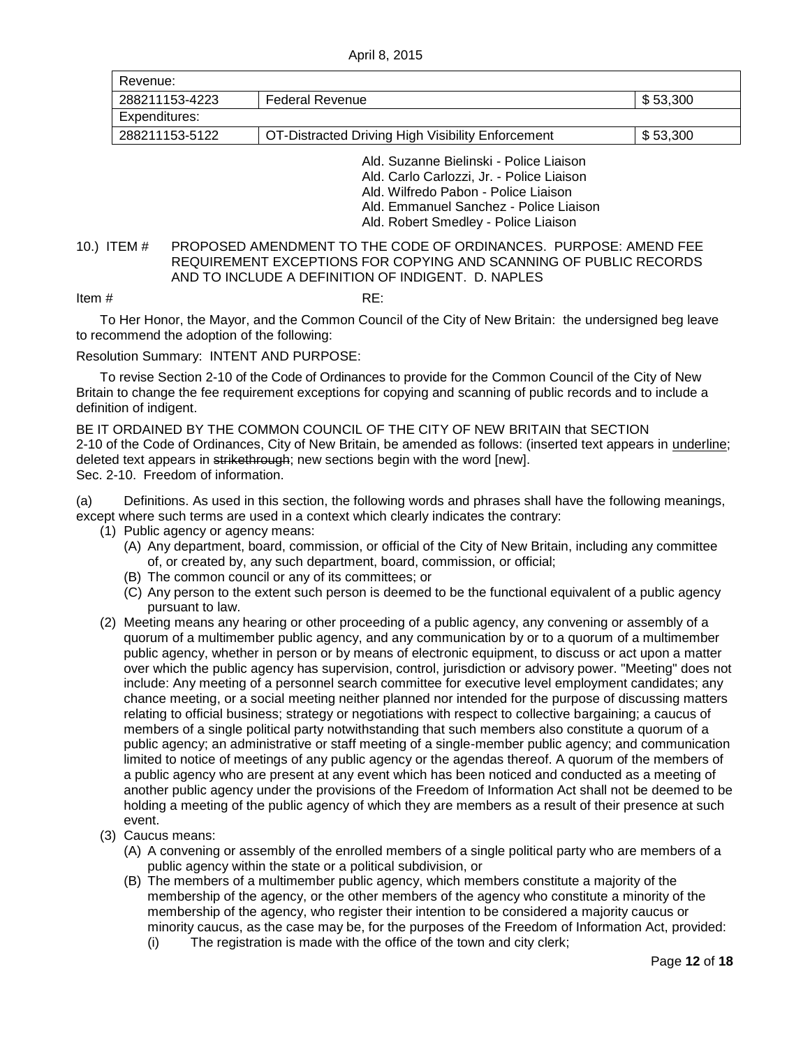| Revenue: | | |
|---|---|---|
| 288211153-4223 | Federal Revenue | $ 53,300 |
| Expenditures: | | |
| 288211153-5122 | OT-Distracted Driving High Visibility Enforcement | $ 53,300 |

Ald. Suzanne Bielinski - Police Liaison
Ald. Carlo Carlozzi, Jr. - Police Liaison
Ald. Wilfredo Pabon - Police Liaison
Ald. Emmanuel Sanchez - Police Liaison
Ald. Robert Smedley - Police Liaison

10.) ITEM # PROPOSED AMENDMENT TO THE CODE OF ORDINANCES. PURPOSE: AMEND FEE REQUIREMENT EXCEPTIONS FOR COPYING AND SCANNING OF PUBLIC RECORDS AND TO INCLUDE A DEFINITION OF INDIGENT. D. NAPLES

Item # RE:

To Her Honor, the Mayor, and the Common Council of the City of New Britain: the undersigned beg leave to recommend the adoption of the following:

Resolution Summary: INTENT AND PURPOSE:

To revise Section 2-10 of the Code of Ordinances to provide for the Common Council of the City of New Britain to change the fee requirement exceptions for copying and scanning of public records and to include a definition of indigent.

BE IT ORDAINED BY THE COMMON COUNCIL OF THE CITY OF NEW BRITAIN that SECTION 2-10 of the Code of Ordinances, City of New Britain, be amended as follows: (inserted text appears in <u>underline</u>; deleted text appears in ~~strikethrough~~; new sections begin with the word [new].
Sec. 2-10. Freedom of information.

(a) Definitions. As used in this section, the following words and phrases shall have the following meanings, except where such terms are used in a context which clearly indicates the contrary:

(1) Public agency or agency means:
   (A) Any department, board, commission, or official of the City of New Britain, including any committee of, or created by, any such department, board, commission, or official;
   (B) The common council or any of its committees; or
   (C) Any person to the extent such person is deemed to be the functional equivalent of a public agency pursuant to law.

(2) Meeting means any hearing or other proceeding of a public agency, any convening or assembly of a quorum of a multimember public agency, and any communication by or to a quorum of a multimember public agency, whether in person or by means of electronic equipment, to discuss or act upon a matter over which the public agency has supervision, control, jurisdiction or advisory power. "Meeting" does not include: Any meeting of a personnel search committee for executive level employment candidates; any chance meeting, or a social meeting neither planned nor intended for the purpose of discussing matters relating to official business; strategy or negotiations with respect to collective bargaining; a caucus of members of a single political party notwithstanding that such members also constitute a quorum of a public agency; an administrative or staff meeting of a single-member public agency; and communication limited to notice of meetings of any public agency or the agendas thereof. A quorum of the members of a public agency who are present at any event which has been noticed and conducted as a meeting of another public agency under the provisions of the Freedom of Information Act shall not be deemed to be holding a meeting of the public agency of which they are members as a result of their presence at such event.

(3) Caucus means:
   (A) A convening or assembly of the enrolled members of a single political party who are members of a public agency within the state or a political subdivision, or
   (B) The members of a multimember public agency, which members constitute a majority of the membership of the agency, or the other members of the agency who constitute a minority of the membership of the agency, who register their intention to be considered a majority caucus or minority caucus, as the case may be, for the purposes of the Freedom of Information Act, provided:
      (i) The registration is made with the office of the town and city clerk;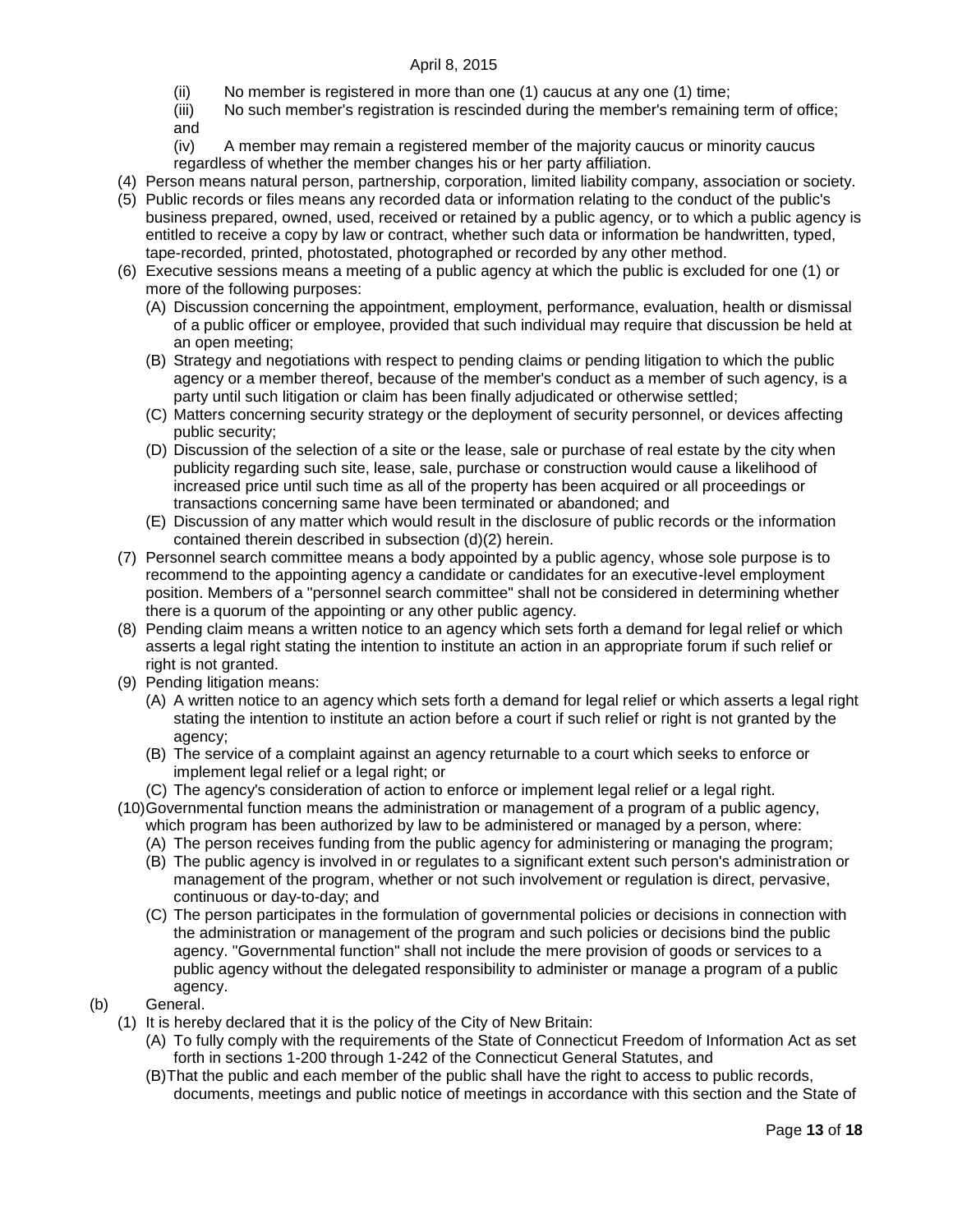(ii) No member is registered in more than one (1) caucus at any one (1) time;

(iii) No such member's registration is rescinded during the member's remaining term of office; and

(iv) A member may remain a registered member of the majority caucus or minority caucus regardless of whether the member changes his or her party affiliation.

(4) Person means natural person, partnership, corporation, limited liability company, association or society.

(5) Public records or files means any recorded data or information relating to the conduct of the public's business prepared, owned, used, received or retained by a public agency, or to which a public agency is entitled to receive a copy by law or contract, whether such data or information be handwritten, typed, tape-recorded, printed, photostated, photographed or recorded by any other method.

(6) Executive sessions means a meeting of a public agency at which the public is excluded for one (1) or more of the following purposes:

- (A) Discussion concerning the appointment, employment, performance, evaluation, health or dismissal of a public officer or employee, provided that such individual may require that discussion be held at an open meeting;
- (B) Strategy and negotiations with respect to pending claims or pending litigation to which the public agency or a member thereof, because of the member's conduct as a member of such agency, is a party until such litigation or claim has been finally adjudicated or otherwise settled;
- (C) Matters concerning security strategy or the deployment of security personnel, or devices affecting public security;
- (D) Discussion of the selection of a site or the lease, sale or purchase of real estate by the city when publicity regarding such site, lease, sale, purchase or construction would cause a likelihood of increased price until such time as all of the property has been acquired or all proceedings or transactions concerning same have been terminated or abandoned; and
- (E) Discussion of any matter which would result in the disclosure of public records or the information contained therein described in subsection (d)(2) herein.

(7) Personnel search committee means a body appointed by a public agency, whose sole purpose is to recommend to the appointing agency a candidate or candidates for an executive-level employment position. Members of a "personnel search committee" shall not be considered in determining whether there is a quorum of the appointing or any other public agency.

(8) Pending claim means a written notice to an agency which sets forth a demand for legal relief or which asserts a legal right stating the intention to institute an action in an appropriate forum if such relief or right is not granted.

(9) Pending litigation means:

- (A) A written notice to an agency which sets forth a demand for legal relief or which asserts a legal right stating the intention to institute an action before a court if such relief or right is not granted by the agency;
- (B) The service of a complaint against an agency returnable to a court which seeks to enforce or implement legal relief or a legal right; or
- (C) The agency's consideration of action to enforce or implement legal relief or a legal right.

(10) Governmental function means the administration or management of a program of a public agency, which program has been authorized by law to be administered or managed by a person, where:

- (A) The person receives funding from the public agency for administering or managing the program;
- (B) The public agency is involved in or regulates to a significant extent such person's administration or management of the program, whether or not such involvement or regulation is direct, pervasive, continuous or day-to-day; and
- (C) The person participates in the formulation of governmental policies or decisions in connection with the administration or management of the program and such policies or decisions bind the public agency. "Governmental function" shall not include the mere provision of goods or services to a public agency without the delegated responsibility to administer or manage a program of a public agency.

(b) General.

(1) It is hereby declared that it is the policy of the City of New Britain:

- (A) To fully comply with the requirements of the State of Connecticut Freedom of Information Act as set forth in sections 1-200 through 1-242 of the Connecticut General Statutes, and
- (B) That the public and each member of the public shall have the right to access to public records, documents, meetings and public notice of meetings in accordance with this section and the State of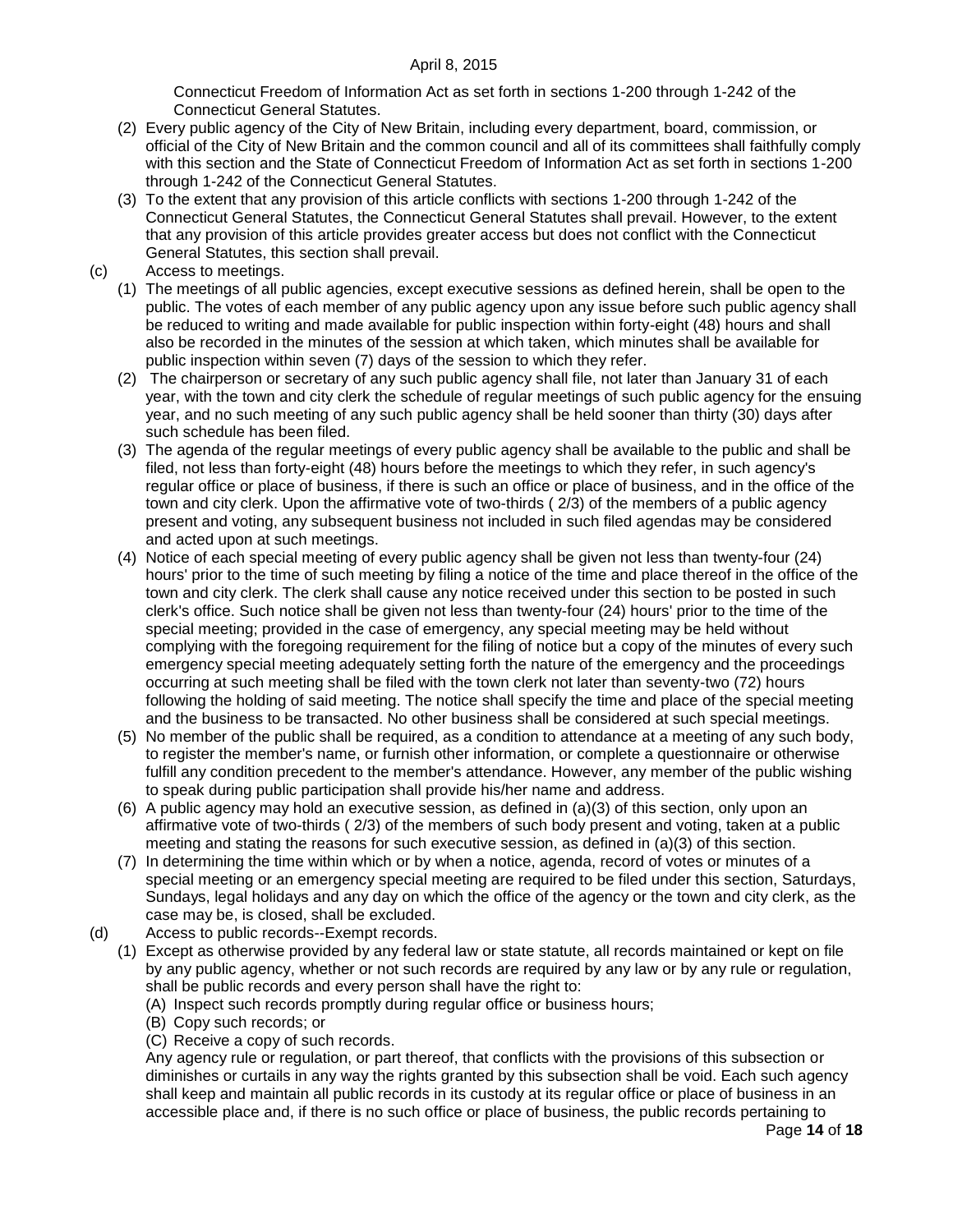Connecticut Freedom of Information Act as set forth in sections 1-200 through 1-242 of the Connecticut General Statutes.

(2) Every public agency of the City of New Britain, including every department, board, commission, or official of the City of New Britain and the common council and all of its committees shall faithfully comply with this section and the State of Connecticut Freedom of Information Act as set forth in sections 1-200 through 1-242 of the Connecticut General Statutes.

(3) To the extent that any provision of this article conflicts with sections 1-200 through 1-242 of the Connecticut General Statutes, the Connecticut General Statutes shall prevail. However, to the extent that any provision of this article provides greater access but does not conflict with the Connecticut General Statutes, this section shall prevail.

(c) Access to meetings.

(1) The meetings of all public agencies, except executive sessions as defined herein, shall be open to the public. The votes of each member of any public agency upon any issue before such public agency shall be reduced to writing and made available for public inspection within forty-eight (48) hours and shall also be recorded in the minutes of the session at which taken, which minutes shall be available for public inspection within seven (7) days of the session to which they refer.

(2) The chairperson or secretary of any such public agency shall file, not later than January 31 of each year, with the town and city clerk the schedule of regular meetings of such public agency for the ensuing year, and no such meeting of any such public agency shall be held sooner than thirty (30) days after such schedule has been filed.

(3) The agenda of the regular meetings of every public agency shall be available to the public and shall be filed, not less than forty-eight (48) hours before the meetings to which they refer, in such agency's regular office or place of business, if there is such an office or place of business, and in the office of the town and city clerk. Upon the affirmative vote of two-thirds ( 2/3) of the members of a public agency present and voting, any subsequent business not included in such filed agendas may be considered and acted upon at such meetings.

(4) Notice of each special meeting of every public agency shall be given not less than twenty-four (24) hours' prior to the time of such meeting by filing a notice of the time and place thereof in the office of the town and city clerk. The clerk shall cause any notice received under this section to be posted in such clerk's office. Such notice shall be given not less than twenty-four (24) hours' prior to the time of the special meeting; provided in the case of emergency, any special meeting may be held without complying with the foregoing requirement for the filing of notice but a copy of the minutes of every such emergency special meeting adequately setting forth the nature of the emergency and the proceedings occurring at such meeting shall be filed with the town clerk not later than seventy-two (72) hours following the holding of said meeting. The notice shall specify the time and place of the special meeting and the business to be transacted. No other business shall be considered at such special meetings.

(5) No member of the public shall be required, as a condition to attendance at a meeting of any such body, to register the member's name, or furnish other information, or complete a questionnaire or otherwise fulfill any condition precedent to the member's attendance. However, any member of the public wishing to speak during public participation shall provide his/her name and address.

(6) A public agency may hold an executive session, as defined in (a)(3) of this section, only upon an affirmative vote of two-thirds ( 2/3) of the members of such body present and voting, taken at a public meeting and stating the reasons for such executive session, as defined in (a)(3) of this section.

(7) In determining the time within which or by when a notice, agenda, record of votes or minutes of a special meeting or an emergency special meeting are required to be filed under this section, Saturdays, Sundays, legal holidays and any day on which the office of the agency or the town and city clerk, as the case may be, is closed, shall be excluded.

(d) Access to public records--Exempt records.

(1) Except as otherwise provided by any federal law or state statute, all records maintained or kept on file by any public agency, whether or not such records are required by any law or by any rule or regulation, shall be public records and every person shall have the right to:

(A) Inspect such records promptly during regular office or business hours;

(B) Copy such records; or

(C) Receive a copy of such records.

Any agency rule or regulation, or part thereof, that conflicts with the provisions of this subsection or diminishes or curtails in any way the rights granted by this subsection shall be void. Each such agency shall keep and maintain all public records in its custody at its regular office or place of business in an accessible place and, if there is no such office or place of business, the public records pertaining to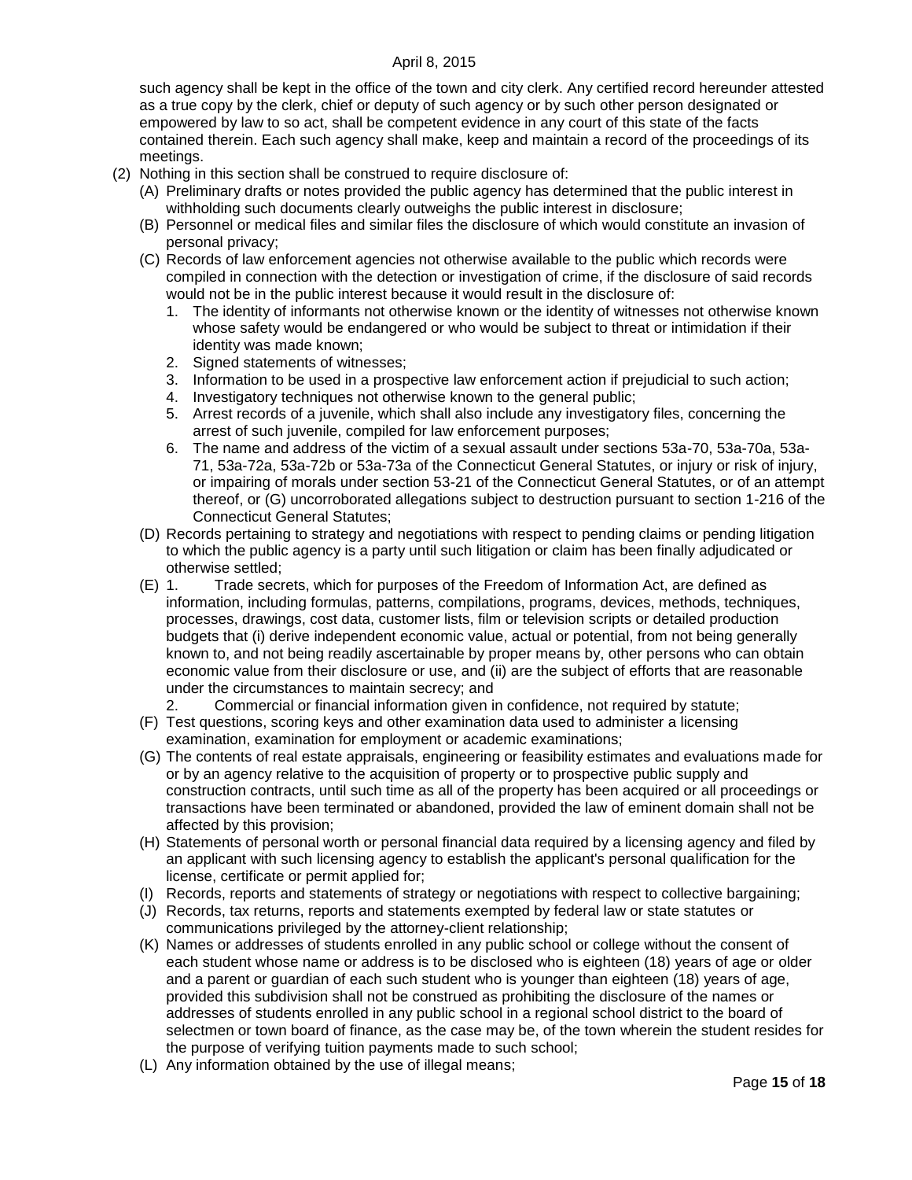such agency shall be kept in the office of the town and city clerk. Any certified record hereunder attested as a true copy by the clerk, chief or deputy of such agency or by such other person designated or empowered by law to so act, shall be competent evidence in any court of this state of the facts contained therein. Each such agency shall make, keep and maintain a record of the proceedings of its meetings.

(2) Nothing in this section shall be construed to require disclosure of:

  (A) Preliminary drafts or notes provided the public agency has determined that the public interest in withholding such documents clearly outweighs the public interest in disclosure;

  (B) Personnel or medical files and similar files the disclosure of which would constitute an invasion of personal privacy;

  (C) Records of law enforcement agencies not otherwise available to the public which records were compiled in connection with the detection or investigation of crime, if the disclosure of said records would not be in the public interest because it would result in the disclosure of:

    1. The identity of informants not otherwise known or the identity of witnesses not otherwise known whose safety would be endangered or who would be subject to threat or intimidation if their identity was made known;
    2. Signed statements of witnesses;
    3. Information to be used in a prospective law enforcement action if prejudicial to such action;
    4. Investigatory techniques not otherwise known to the general public;
    5. Arrest records of a juvenile, which shall also include any investigatory files, concerning the arrest of such juvenile, compiled for law enforcement purposes;
    6. The name and address of the victim of a sexual assault under sections 53a-70, 53a-70a, 53a-71, 53a-72a, 53a-72b or 53a-73a of the Connecticut General Statutes, or injury or risk of injury, or impairing of morals under section 53-21 of the Connecticut General Statutes, or of an attempt thereof, or (G) uncorroborated allegations subject to destruction pursuant to section 1-216 of the Connecticut General Statutes;

  (D) Records pertaining to strategy and negotiations with respect to pending claims or pending litigation to which the public agency is a party until such litigation or claim has been finally adjudicated or otherwise settled;

  (E) 1. Trade secrets, which for purposes of the Freedom of Information Act, are defined as information, including formulas, patterns, compilations, programs, devices, methods, techniques, processes, drawings, cost data, customer lists, film or television scripts or detailed production budgets that (i) derive independent economic value, actual or potential, from not being generally known to, and not being readily ascertainable by proper means by, other persons who can obtain economic value from their disclosure or use, and (ii) are the subject of efforts that are reasonable under the circumstances to maintain secrecy; and

    2. Commercial or financial information given in confidence, not required by statute;

  (F) Test questions, scoring keys and other examination data used to administer a licensing examination, examination for employment or academic examinations;

  (G) The contents of real estate appraisals, engineering or feasibility estimates and evaluations made for or by an agency relative to the acquisition of property or to prospective public supply and construction contracts, until such time as all of the property has been acquired or all proceedings or transactions have been terminated or abandoned, provided the law of eminent domain shall not be affected by this provision;

  (H) Statements of personal worth or personal financial data required by a licensing agency and filed by an applicant with such licensing agency to establish the applicant's personal qualification for the license, certificate or permit applied for;

  (I) Records, reports and statements of strategy or negotiations with respect to collective bargaining;

  (J) Records, tax returns, reports and statements exempted by federal law or state statutes or communications privileged by the attorney-client relationship;

  (K) Names or addresses of students enrolled in any public school or college without the consent of each student whose name or address is to be disclosed who is eighteen (18) years of age or older and a parent or guardian of each such student who is younger than eighteen (18) years of age, provided this subdivision shall not be construed as prohibiting the disclosure of the names or addresses of students enrolled in any public school in a regional school district to the board of selectmen or town board of finance, as the case may be, of the town wherein the student resides for the purpose of verifying tuition payments made to such school;

  (L) Any information obtained by the use of illegal means;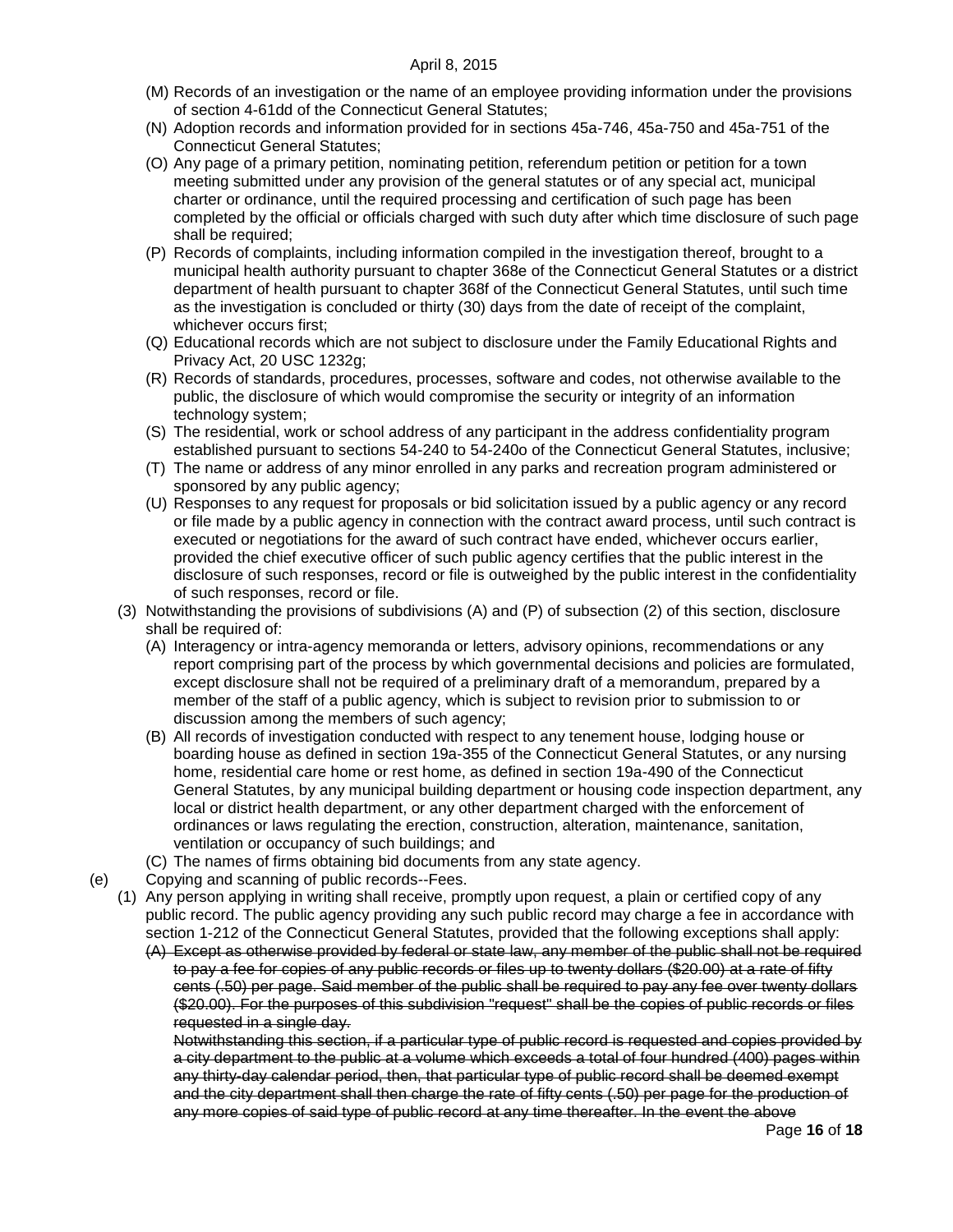(M) Records of an investigation or the name of an employee providing information under the provisions of section 4-61dd of the Connecticut General Statutes;

(N) Adoption records and information provided for in sections 45a-746, 45a-750 and 45a-751 of the Connecticut General Statutes;

(O) Any page of a primary petition, nominating petition, referendum petition or petition for a town meeting submitted under any provision of the general statutes or of any special act, municipal charter or ordinance, until the required processing and certification of such page has been completed by the official or officials charged with such duty after which time disclosure of such page shall be required;

(P) Records of complaints, including information compiled in the investigation thereof, brought to a municipal health authority pursuant to chapter 368e of the Connecticut General Statutes or a district department of health pursuant to chapter 368f of the Connecticut General Statutes, until such time as the investigation is concluded or thirty (30) days from the date of receipt of the complaint, whichever occurs first;

(Q) Educational records which are not subject to disclosure under the Family Educational Rights and Privacy Act, 20 USC 1232g;

(R) Records of standards, procedures, processes, software and codes, not otherwise available to the public, the disclosure of which would compromise the security or integrity of an information technology system;

(S) The residential, work or school address of any participant in the address confidentiality program established pursuant to sections 54-240 to 54-240o of the Connecticut General Statutes, inclusive;

(T) The name or address of any minor enrolled in any parks and recreation program administered or sponsored by any public agency;

(U) Responses to any request for proposals or bid solicitation issued by a public agency or any record or file made by a public agency in connection with the contract award process, until such contract is executed or negotiations for the award of such contract have ended, whichever occurs earlier, provided the chief executive officer of such public agency certifies that the public interest in the disclosure of such responses, record or file is outweighed by the public interest in the confidentiality of such responses, record or file.

(3) Notwithstanding the provisions of subdivisions (A) and (P) of subsection (2) of this section, disclosure shall be required of:

(A) Interagency or intra-agency memoranda or letters, advisory opinions, recommendations or any report comprising part of the process by which governmental decisions and policies are formulated, except disclosure shall not be required of a preliminary draft of a memorandum, prepared by a member of the staff of a public agency, which is subject to revision prior to submission to or discussion among the members of such agency;

(B) All records of investigation conducted with respect to any tenement house, lodging house or boarding house as defined in section 19a-355 of the Connecticut General Statutes, or any nursing home, residential care home or rest home, as defined in section 19a-490 of the Connecticut General Statutes, by any municipal building department or housing code inspection department, any local or district health department, or any other department charged with the enforcement of ordinances or laws regulating the erection, construction, alteration, maintenance, sanitation, ventilation or occupancy of such buildings; and

(C) The names of firms obtaining bid documents from any state agency.

(e) Copying and scanning of public records--Fees.

(1) Any person applying in writing shall receive, promptly upon request, a plain or certified copy of any public record. The public agency providing any such public record may charge a fee in accordance with section 1-212 of the Connecticut General Statutes, provided that the following exceptions shall apply:

~~(A) Except as otherwise provided by federal or state law, any member of the public shall not be required to pay a fee for copies of any public records or files up to twenty dollars ($20.00) at a rate of fifty cents (.50) per page. Said member of the public shall be required to pay any fee over twenty dollars ($20.00). For the purposes of this subdivision "request" shall be the copies of public records or files requested in a single day.~~

~~Notwithstanding this section, if a particular type of public record is requested and copies provided by a city department to the public at a volume which exceeds a total of four hundred (400) pages within any thirty-day calendar period, then, that particular type of public record shall be deemed exempt and the city department shall then charge the rate of fifty cents (.50) per page for the production of any more copies of said type of public record at any time thereafter. In the event the above~~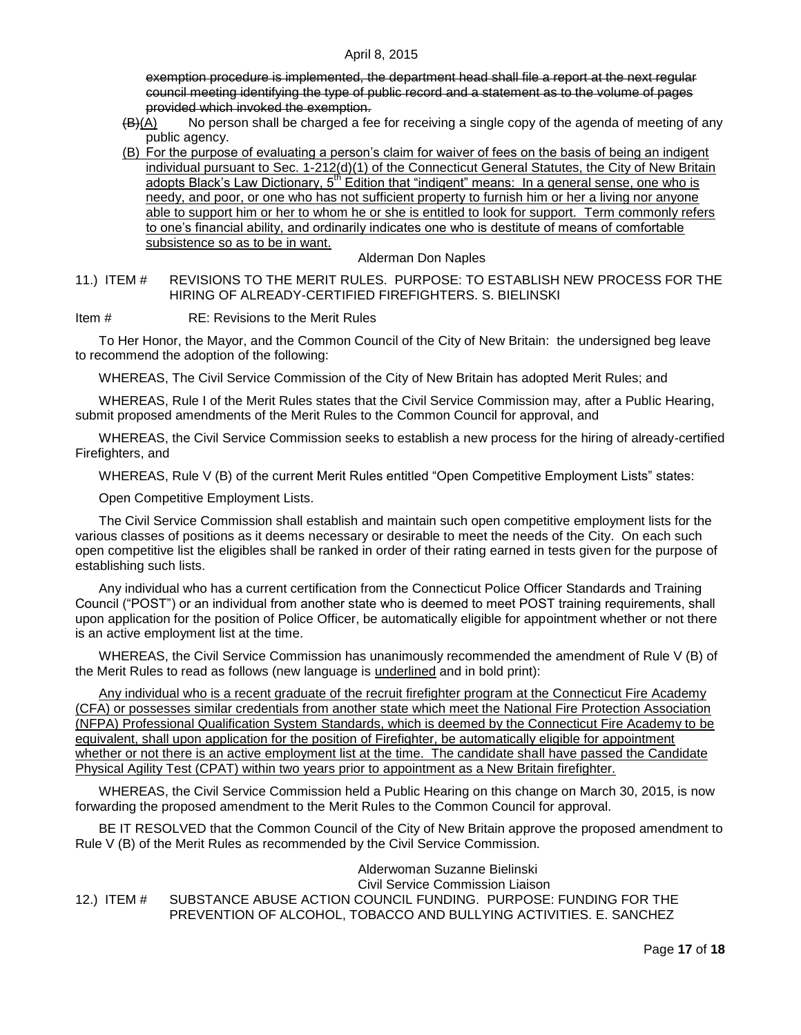~~exemption procedure is implemented, the department head shall file a report at the next regular council meeting identifying the type of public record and a statement as to the volume of pages provided which invoked the exemption.~~

~~(B)~~<u>(A)</u> No person shall be charged a fee for receiving a single copy of the agenda of meeting of any public agency.

<u>(B) For the purpose of evaluating a person's claim for waiver of fees on the basis of being an indigent individual pursuant to Sec. 1-212(d)(1) of the Connecticut General Statutes, the City of New Britain adopts Black's Law Dictionary, 5th Edition that "indigent" means: In a general sense, one who is needy, and poor, or one who has not sufficient property to furnish him or her a living nor anyone able to support him or her to whom he or she is entitled to look for support. Term commonly refers to one's financial ability, and ordinarily indicates one who is destitute of means of comfortable subsistence so as to be in want.</u>

Alderman Don Naples

11.) ITEM # REVISIONS TO THE MERIT RULES. PURPOSE: TO ESTABLISH NEW PROCESS FOR THE HIRING OF ALREADY-CERTIFIED FIREFIGHTERS. S. BIELINSKI

Item # RE: Revisions to the Merit Rules

To Her Honor, the Mayor, and the Common Council of the City of New Britain: the undersigned beg leave to recommend the adoption of the following:

WHEREAS, The Civil Service Commission of the City of New Britain has adopted Merit Rules; and

WHEREAS, Rule I of the Merit Rules states that the Civil Service Commission may, after a Public Hearing, submit proposed amendments of the Merit Rules to the Common Council for approval, and

WHEREAS, the Civil Service Commission seeks to establish a new process for the hiring of already-certified Firefighters, and

WHEREAS, Rule V (B) of the current Merit Rules entitled "Open Competitive Employment Lists" states:

Open Competitive Employment Lists.

The Civil Service Commission shall establish and maintain such open competitive employment lists for the various classes of positions as it deems necessary or desirable to meet the needs of the City. On each such open competitive list the eligibles shall be ranked in order of their rating earned in tests given for the purpose of establishing such lists.

Any individual who has a current certification from the Connecticut Police Officer Standards and Training Council ("POST") or an individual from another state who is deemed to meet POST training requirements, shall upon application for the position of Police Officer, be automatically eligible for appointment whether or not there is an active employment list at the time.

WHEREAS, the Civil Service Commission has unanimously recommended the amendment of Rule V (B) of the Merit Rules to read as follows (new language is <u>underlined</u> and in bold print):

<u>Any individual who is a recent graduate of the recruit firefighter program at the Connecticut Fire Academy (CFA) or possesses similar credentials from another state which meet the National Fire Protection Association (NFPA) Professional Qualification System Standards, which is deemed by the Connecticut Fire Academy to be equivalent, shall upon application for the position of Firefighter, be automatically eligible for appointment whether or not there is an active employment list at the time. The candidate shall have passed the Candidate Physical Agility Test (CPAT) within two years prior to appointment as a New Britain firefighter.</u>

WHEREAS, the Civil Service Commission held a Public Hearing on this change on March 30, 2015, is now forwarding the proposed amendment to the Merit Rules to the Common Council for approval.

BE IT RESOLVED that the Common Council of the City of New Britain approve the proposed amendment to Rule V (B) of the Merit Rules as recommended by the Civil Service Commission.

Alderwoman Suzanne Bielinski
Civil Service Commission Liaison

12.) ITEM # SUBSTANCE ABUSE ACTION COUNCIL FUNDING. PURPOSE: FUNDING FOR THE PREVENTION OF ALCOHOL, TOBACCO AND BULLYING ACTIVITIES. E. SANCHEZ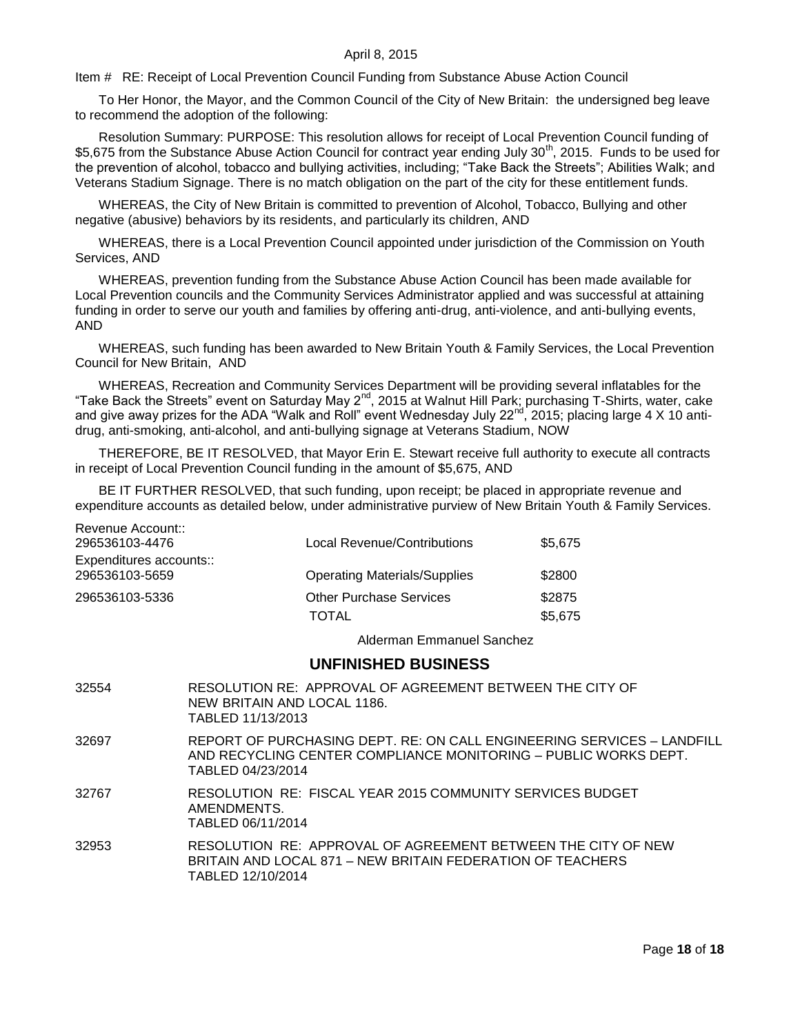Item # RE: Receipt of Local Prevention Council Funding from Substance Abuse Action Council

To Her Honor, the Mayor, and the Common Council of the City of New Britain: the undersigned beg leave to recommend the adoption of the following:

Resolution Summary: PURPOSE: This resolution allows for receipt of Local Prevention Council funding of $5,675 from the Substance Abuse Action Council for contract year ending July 30th, 2015. Funds to be used for the prevention of alcohol, tobacco and bullying activities, including; "Take Back the Streets"; Abilities Walk; and Veterans Stadium Signage. There is no match obligation on the part of the city for these entitlement funds.

WHEREAS, the City of New Britain is committed to prevention of Alcohol, Tobacco, Bullying and other negative (abusive) behaviors by its residents, and particularly its children, AND

WHEREAS, there is a Local Prevention Council appointed under jurisdiction of the Commission on Youth Services, AND

WHEREAS, prevention funding from the Substance Abuse Action Council has been made available for Local Prevention councils and the Community Services Administrator applied and was successful at attaining funding in order to serve our youth and families by offering anti-drug, anti-violence, and anti-bullying events, AND

WHEREAS, such funding has been awarded to New Britain Youth & Family Services, the Local Prevention Council for New Britain, AND

WHEREAS, Recreation and Community Services Department will be providing several inflatables for the "Take Back the Streets" event on Saturday May 2nd, 2015 at Walnut Hill Park; purchasing T-Shirts, water, cake and give away prizes for the ADA "Walk and Roll" event Wednesday July 22nd, 2015; placing large 4 X 10 anti-drug, anti-smoking, anti-alcohol, and anti-bullying signage at Veterans Stadium, NOW

THEREFORE, BE IT RESOLVED, that Mayor Erin E. Stewart receive full authority to execute all contracts in receipt of Local Prevention Council funding in the amount of $5,675, AND

BE IT FURTHER RESOLVED, that such funding, upon receipt; be placed in appropriate revenue and expenditure accounts as detailed below, under administrative purview of New Britain Youth & Family Services.

| | | |
|---|---|---|
| Revenue Account:: | | |
| 296536103-4476 | Local Revenue/Contributions | $5,675 |
| Expenditures accounts:: | | |
| 296536103-5659 | Operating Materials/Supplies | $2800 |
| 296536103-5336 | Other Purchase Services | $2875 |
| | TOTAL | $5,675 |

Alderman Emmanuel Sanchez

## UNFINISHED BUSINESS

32554 RESOLUTION RE: APPROVAL OF AGREEMENT BETWEEN THE CITY OF NEW BRITAIN AND LOCAL 1186.
TABLED 11/13/2013

32697 REPORT OF PURCHASING DEPT. RE: ON CALL ENGINEERING SERVICES – LANDFILL AND RECYCLING CENTER COMPLIANCE MONITORING – PUBLIC WORKS DEPT.
TABLED 04/23/2014

32767 RESOLUTION RE: FISCAL YEAR 2015 COMMUNITY SERVICES BUDGET AMENDMENTS.
TABLED 06/11/2014

32953 RESOLUTION RE: APPROVAL OF AGREEMENT BETWEEN THE CITY OF NEW BRITAIN AND LOCAL 871 – NEW BRITAIN FEDERATION OF TEACHERS
TABLED 12/10/2014